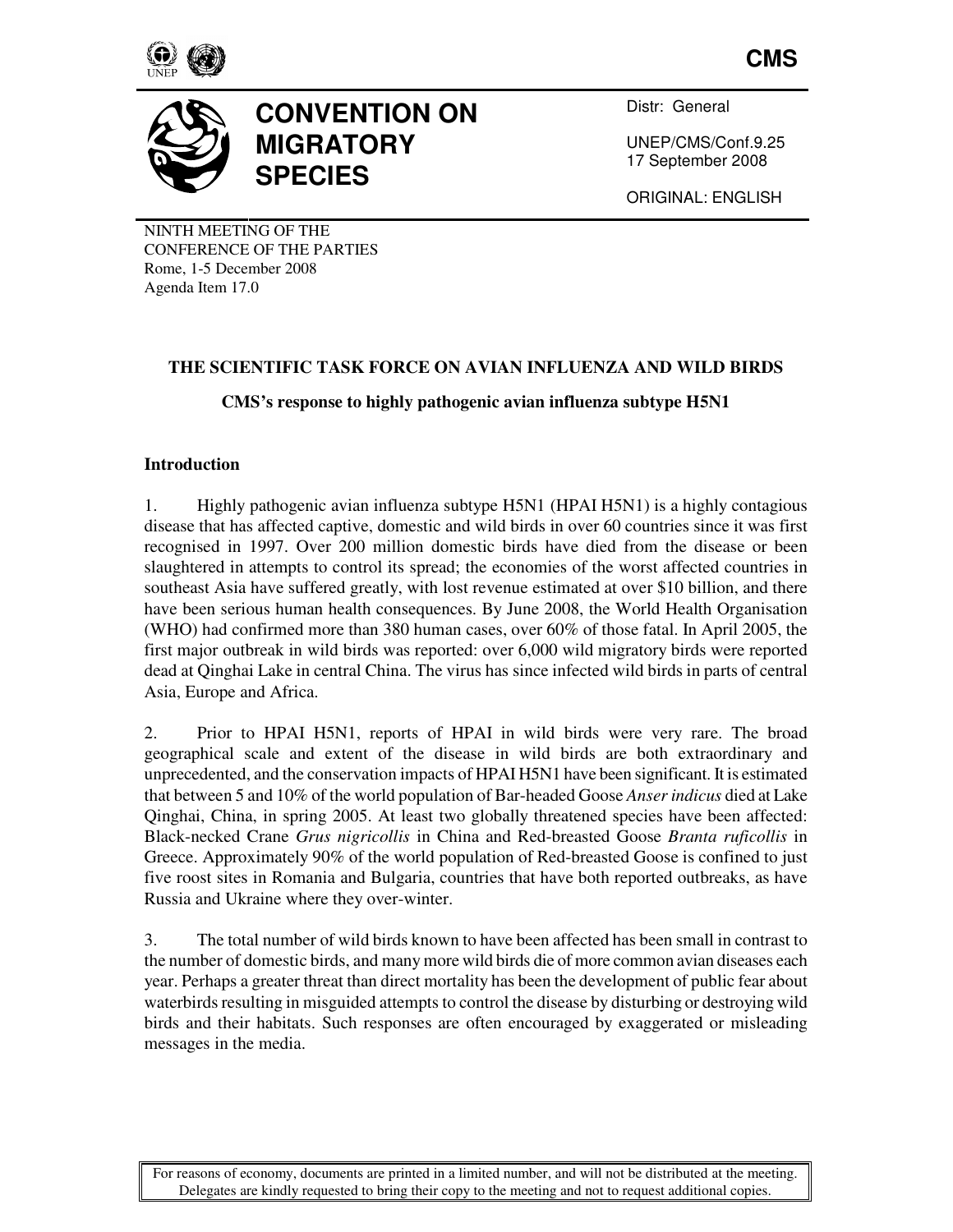**CMS**

# CONVENTION ON MIGRATORY SPECIES

Distr: General

UNEP/CMS/Conf.9.25
17 September 2008

ORIGINAL: ENGLISH

NINTH MEETING OF THE
CONFERENCE OF THE PARTIES
Rome, 1-5 December 2008
Agenda Item 17.0

## THE SCIENTIFIC TASK FORCE ON AVIAN INFLUENZA AND WILD BIRDS

### CMS's response to highly pathogenic avian influenza subtype H5N1

### Introduction

1. Highly pathogenic avian influenza subtype H5N1 (HPAI H5N1) is a highly contagious disease that has affected captive, domestic and wild birds in over 60 countries since it was first recognised in 1997. Over 200 million domestic birds have died from the disease or been slaughtered in attempts to control its spread; the economies of the worst affected countries in southeast Asia have suffered greatly, with lost revenue estimated at over $10 billion, and there have been serious human health consequences. By June 2008, the World Health Organisation (WHO) had confirmed more than 380 human cases, over 60% of those fatal. In April 2005, the first major outbreak in wild birds was reported: over 6,000 wild migratory birds were reported dead at Qinghai Lake in central China. The virus has since infected wild birds in parts of central Asia, Europe and Africa.

2. Prior to HPAI H5N1, reports of HPAI in wild birds were very rare. The broad geographical scale and extent of the disease in wild birds are both extraordinary and unprecedented, and the conservation impacts of HPAI H5N1 have been significant. It is estimated that between 5 and 10% of the world population of Bar-headed Goose *Anser indicus* died at Lake Qinghai, China, in spring 2005. At least two globally threatened species have been affected: Black-necked Crane *Grus nigricollis* in China and Red-breasted Goose *Branta ruficollis* in Greece. Approximately 90% of the world population of Red-breasted Goose is confined to just five roost sites in Romania and Bulgaria, countries that have both reported outbreaks, as have Russia and Ukraine where they over-winter.

3. The total number of wild birds known to have been affected has been small in contrast to the number of domestic birds, and many more wild birds die of more common avian diseases each year. Perhaps a greater threat than direct mortality has been the development of public fear about waterbirds resulting in misguided attempts to control the disease by disturbing or destroying wild birds and their habitats. Such responses are often encouraged by exaggerated or misleading messages in the media.

For reasons of economy, documents are printed in a limited number, and will not be distributed at the meeting. Delegates are kindly requested to bring their copy to the meeting and not to request additional copies.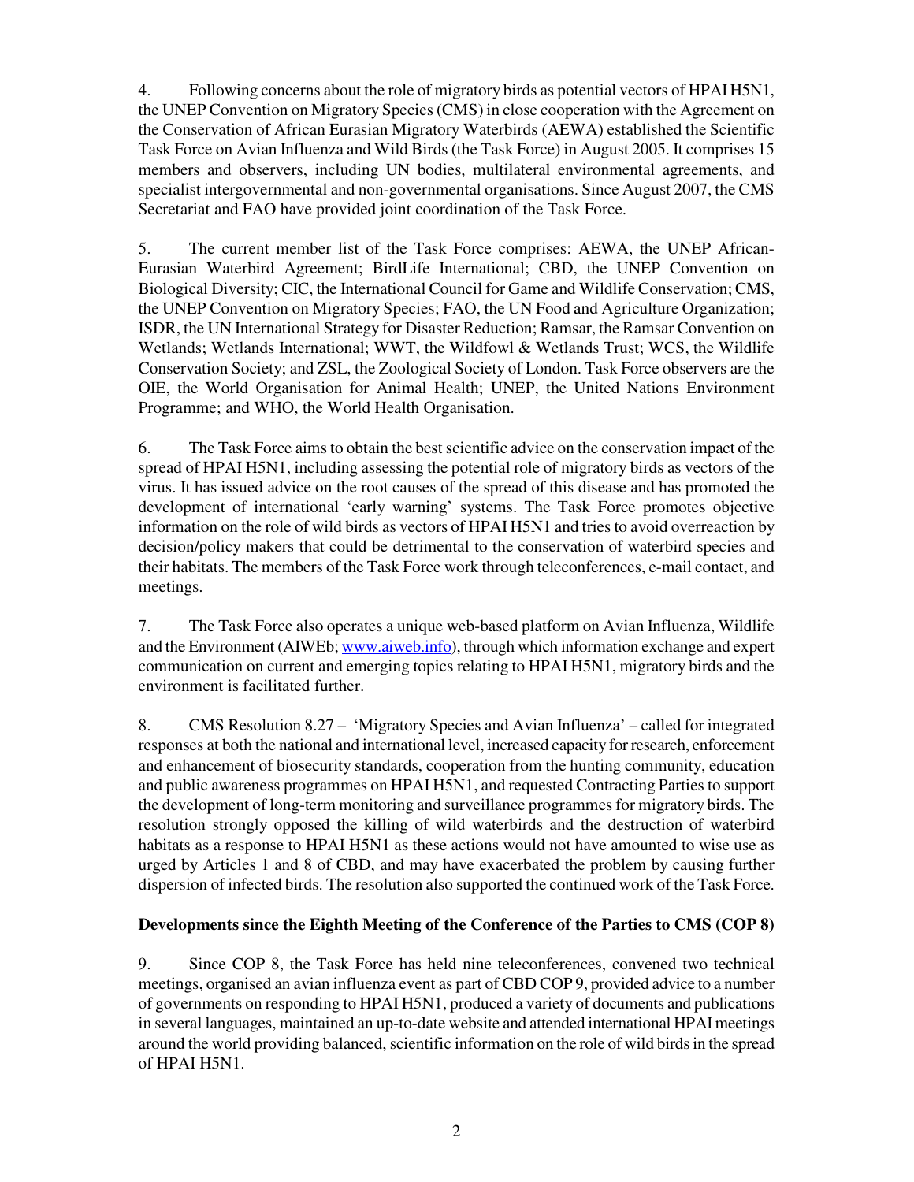4. Following concerns about the role of migratory birds as potential vectors of HPAI H5N1, the UNEP Convention on Migratory Species (CMS) in close cooperation with the Agreement on the Conservation of African Eurasian Migratory Waterbirds (AEWA) established the Scientific Task Force on Avian Influenza and Wild Birds (the Task Force) in August 2005. It comprises 15 members and observers, including UN bodies, multilateral environmental agreements, and specialist intergovernmental and non-governmental organisations. Since August 2007, the CMS Secretariat and FAO have provided joint coordination of the Task Force.

5. The current member list of the Task Force comprises: AEWA, the UNEP African-Eurasian Waterbird Agreement; BirdLife International; CBD, the UNEP Convention on Biological Diversity; CIC, the International Council for Game and Wildlife Conservation; CMS, the UNEP Convention on Migratory Species; FAO, the UN Food and Agriculture Organization; ISDR, the UN International Strategy for Disaster Reduction; Ramsar, the Ramsar Convention on Wetlands; Wetlands International; WWT, the Wildfowl & Wetlands Trust; WCS, the Wildlife Conservation Society; and ZSL, the Zoological Society of London. Task Force observers are the OIE, the World Organisation for Animal Health; UNEP, the United Nations Environment Programme; and WHO, the World Health Organisation.

6. The Task Force aims to obtain the best scientific advice on the conservation impact of the spread of HPAI H5N1, including assessing the potential role of migratory birds as vectors of the virus. It has issued advice on the root causes of the spread of this disease and has promoted the development of international 'early warning' systems. The Task Force promotes objective information on the role of wild birds as vectors of HPAI H5N1 and tries to avoid overreaction by decision/policy makers that could be detrimental to the conservation of waterbird species and their habitats. The members of the Task Force work through teleconferences, e-mail contact, and meetings.

7. The Task Force also operates a unique web-based platform on Avian Influenza, Wildlife and the Environment (AIWEb; www.aiweb.info), through which information exchange and expert communication on current and emerging topics relating to HPAI H5N1, migratory birds and the environment is facilitated further.

8. CMS Resolution 8.27 – 'Migratory Species and Avian Influenza' – called for integrated responses at both the national and international level, increased capacity for research, enforcement and enhancement of biosecurity standards, cooperation from the hunting community, education and public awareness programmes on HPAI H5N1, and requested Contracting Parties to support the development of long-term monitoring and surveillance programmes for migratory birds. The resolution strongly opposed the killing of wild waterbirds and the destruction of waterbird habitats as a response to HPAI H5N1 as these actions would not have amounted to wise use as urged by Articles 1 and 8 of CBD, and may have exacerbated the problem by causing further dispersion of infected birds. The resolution also supported the continued work of the Task Force.

**Developments since the Eighth Meeting of the Conference of the Parties to CMS (COP 8)**

9. Since COP 8, the Task Force has held nine teleconferences, convened two technical meetings, organised an avian influenza event as part of CBD COP 9, provided advice to a number of governments on responding to HPAI H5N1, produced a variety of documents and publications in several languages, maintained an up-to-date website and attended international HPAI meetings around the world providing balanced, scientific information on the role of wild birds in the spread of HPAI H5N1.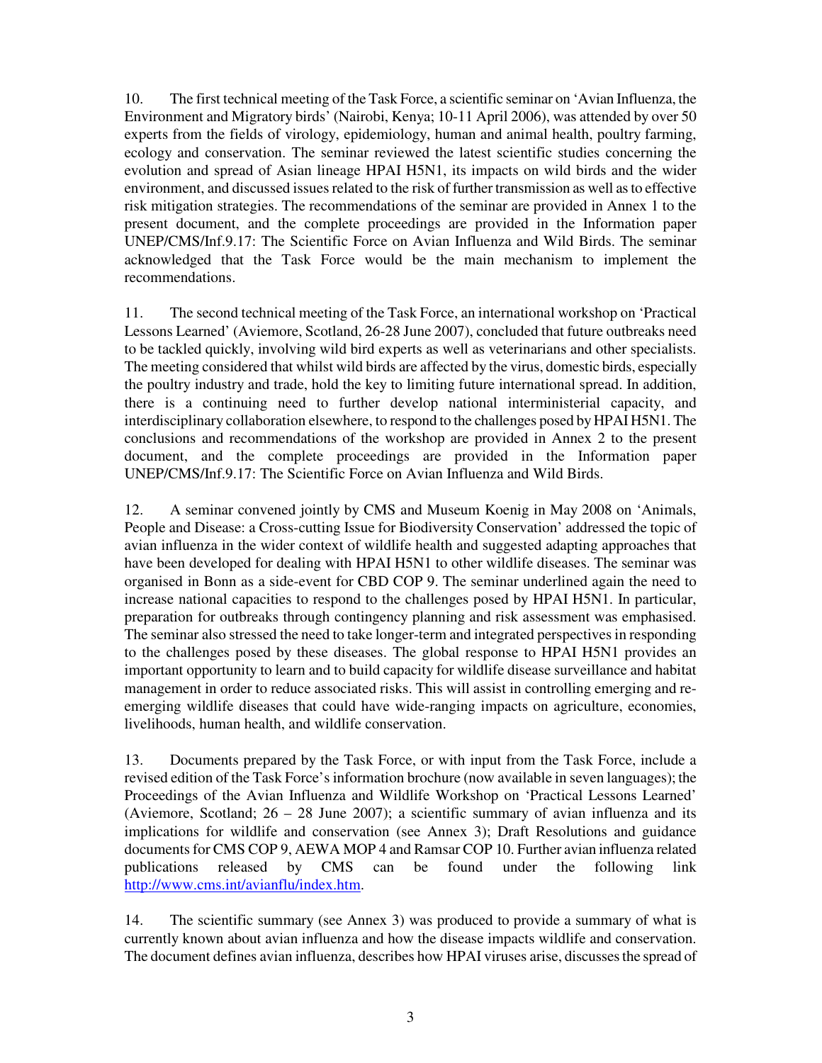10. The first technical meeting of the Task Force, a scientific seminar on 'Avian Influenza, the Environment and Migratory birds' (Nairobi, Kenya; 10-11 April 2006), was attended by over 50 experts from the fields of virology, epidemiology, human and animal health, poultry farming, ecology and conservation. The seminar reviewed the latest scientific studies concerning the evolution and spread of Asian lineage HPAI H5N1, its impacts on wild birds and the wider environment, and discussed issues related to the risk of further transmission as well as to effective risk mitigation strategies. The recommendations of the seminar are provided in Annex 1 to the present document, and the complete proceedings are provided in the Information paper UNEP/CMS/Inf.9.17: The Scientific Force on Avian Influenza and Wild Birds. The seminar acknowledged that the Task Force would be the main mechanism to implement the recommendations.

11. The second technical meeting of the Task Force, an international workshop on 'Practical Lessons Learned' (Aviemore, Scotland, 26-28 June 2007), concluded that future outbreaks need to be tackled quickly, involving wild bird experts as well as veterinarians and other specialists. The meeting considered that whilst wild birds are affected by the virus, domestic birds, especially the poultry industry and trade, hold the key to limiting future international spread. In addition, there is a continuing need to further develop national interministerial capacity, and interdisciplinary collaboration elsewhere, to respond to the challenges posed by HPAI H5N1. The conclusions and recommendations of the workshop are provided in Annex 2 to the present document, and the complete proceedings are provided in the Information paper UNEP/CMS/Inf.9.17: The Scientific Force on Avian Influenza and Wild Birds.

12. A seminar convened jointly by CMS and Museum Koenig in May 2008 on 'Animals, People and Disease: a Cross-cutting Issue for Biodiversity Conservation' addressed the topic of avian influenza in the wider context of wildlife health and suggested adapting approaches that have been developed for dealing with HPAI H5N1 to other wildlife diseases. The seminar was organised in Bonn as a side-event for CBD COP 9. The seminar underlined again the need to increase national capacities to respond to the challenges posed by HPAI H5N1. In particular, preparation for outbreaks through contingency planning and risk assessment was emphasised. The seminar also stressed the need to take longer-term and integrated perspectives in responding to the challenges posed by these diseases. The global response to HPAI H5N1 provides an important opportunity to learn and to build capacity for wildlife disease surveillance and habitat management in order to reduce associated risks. This will assist in controlling emerging and re-emerging wildlife diseases that could have wide-ranging impacts on agriculture, economies, livelihoods, human health, and wildlife conservation.

13. Documents prepared by the Task Force, or with input from the Task Force, include a revised edition of the Task Force's information brochure (now available in seven languages); the Proceedings of the Avian Influenza and Wildlife Workshop on 'Practical Lessons Learned' (Aviemore, Scotland; 26 – 28 June 2007); a scientific summary of avian influenza and its implications for wildlife and conservation (see Annex 3); Draft Resolutions and guidance documents for CMS COP 9, AEWA MOP 4 and Ramsar COP 10. Further avian influenza related publications released by CMS can be found under the following link http://www.cms.int/avianflu/index.htm.

14. The scientific summary (see Annex 3) was produced to provide a summary of what is currently known about avian influenza and how the disease impacts wildlife and conservation. The document defines avian influenza, describes how HPAI viruses arise, discusses the spread of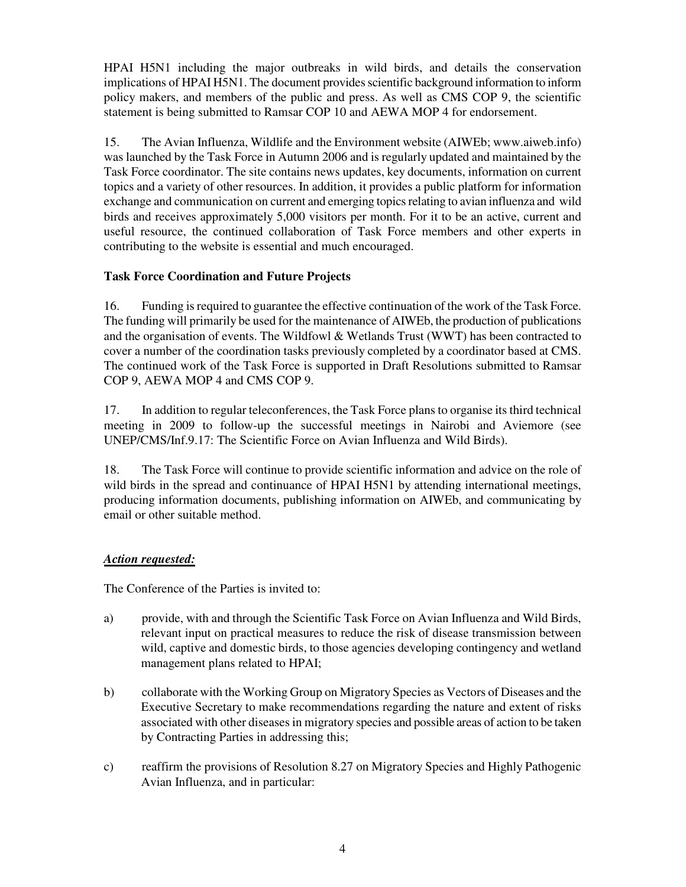HPAI H5N1 including the major outbreaks in wild birds, and details the conservation implications of HPAI H5N1. The document provides scientific background information to inform policy makers, and members of the public and press. As well as CMS COP 9, the scientific statement is being submitted to Ramsar COP 10 and AEWA MOP 4 for endorsement.

15. The Avian Influenza, Wildlife and the Environment website (AIWEb; www.aiweb.info) was launched by the Task Force in Autumn 2006 and is regularly updated and maintained by the Task Force coordinator. The site contains news updates, key documents, information on current topics and a variety of other resources. In addition, it provides a public platform for information exchange and communication on current and emerging topics relating to avian influenza and wild birds and receives approximately 5,000 visitors per month. For it to be an active, current and useful resource, the continued collaboration of Task Force members and other experts in contributing to the website is essential and much encouraged.

**Task Force Coordination and Future Projects**

16. Funding is required to guarantee the effective continuation of the work of the Task Force. The funding will primarily be used for the maintenance of AIWEb, the production of publications and the organisation of events. The Wildfowl & Wetlands Trust (WWT) has been contracted to cover a number of the coordination tasks previously completed by a coordinator based at CMS. The continued work of the Task Force is supported in Draft Resolutions submitted to Ramsar COP 9, AEWA MOP 4 and CMS COP 9.

17. In addition to regular teleconferences, the Task Force plans to organise its third technical meeting in 2009 to follow-up the successful meetings in Nairobi and Aviemore (see UNEP/CMS/Inf.9.17: The Scientific Force on Avian Influenza and Wild Birds).

18. The Task Force will continue to provide scientific information and advice on the role of wild birds in the spread and continuance of HPAI H5N1 by attending international meetings, producing information documents, publishing information on AIWEb, and communicating by email or other suitable method.

***Action requested:***

The Conference of the Parties is invited to:

a) provide, with and through the Scientific Task Force on Avian Influenza and Wild Birds, relevant input on practical measures to reduce the risk of disease transmission between wild, captive and domestic birds, to those agencies developing contingency and wetland management plans related to HPAI;

b) collaborate with the Working Group on Migratory Species as Vectors of Diseases and the Executive Secretary to make recommendations regarding the nature and extent of risks associated with other diseases in migratory species and possible areas of action to be taken by Contracting Parties in addressing this;

c) reaffirm the provisions of Resolution 8.27 on Migratory Species and Highly Pathogenic Avian Influenza, and in particular: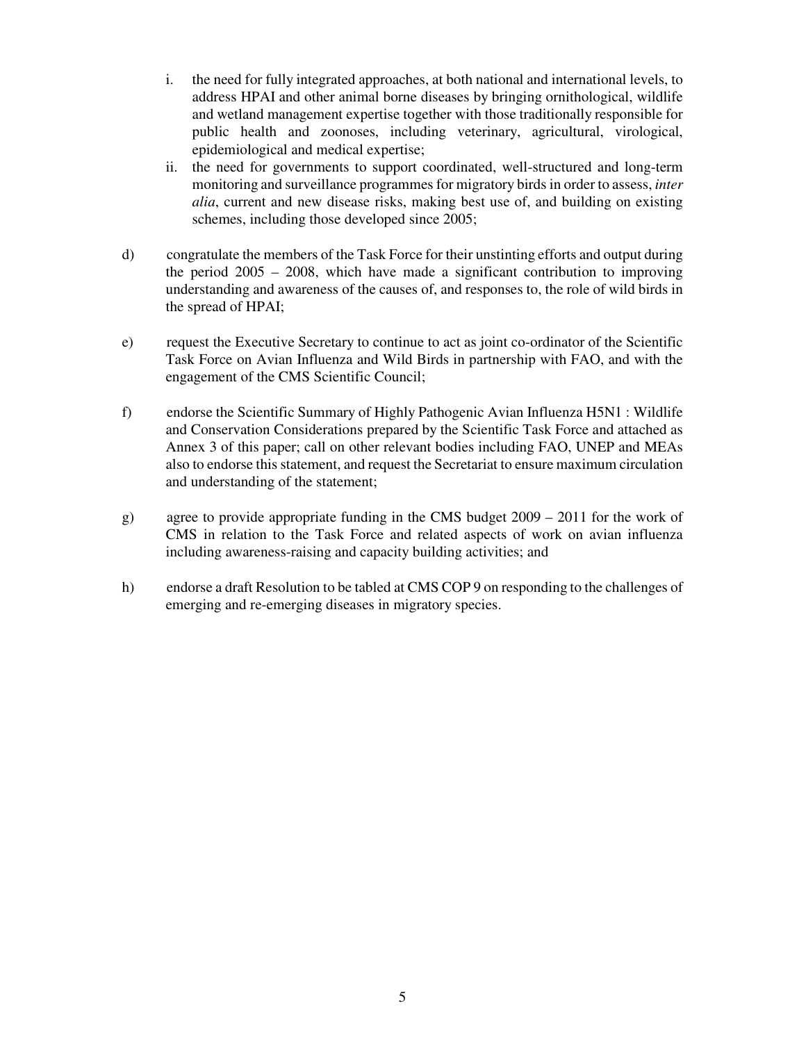i. the need for fully integrated approaches, at both national and international levels, to address HPAI and other animal borne diseases by bringing ornithological, wildlife and wetland management expertise together with those traditionally responsible for public health and zoonoses, including veterinary, agricultural, virological, epidemiological and medical expertise;

ii. the need for governments to support coordinated, well-structured and long-term monitoring and surveillance programmes for migratory birds in order to assess, *inter alia*, current and new disease risks, making best use of, and building on existing schemes, including those developed since 2005;

d) congratulate the members of the Task Force for their unstinting efforts and output during the period 2005 – 2008, which have made a significant contribution to improving understanding and awareness of the causes of, and responses to, the role of wild birds in the spread of HPAI;

e) request the Executive Secretary to continue to act as joint co-ordinator of the Scientific Task Force on Avian Influenza and Wild Birds in partnership with FAO, and with the engagement of the CMS Scientific Council;

f) endorse the Scientific Summary of Highly Pathogenic Avian Influenza H5N1 : Wildlife and Conservation Considerations prepared by the Scientific Task Force and attached as Annex 3 of this paper; call on other relevant bodies including FAO, UNEP and MEAs also to endorse this statement, and request the Secretariat to ensure maximum circulation and understanding of the statement;

g) agree to provide appropriate funding in the CMS budget 2009 – 2011 for the work of CMS in relation to the Task Force and related aspects of work on avian influenza including awareness-raising and capacity building activities; and

h) endorse a draft Resolution to be tabled at CMS COP 9 on responding to the challenges of emerging and re-emerging diseases in migratory species.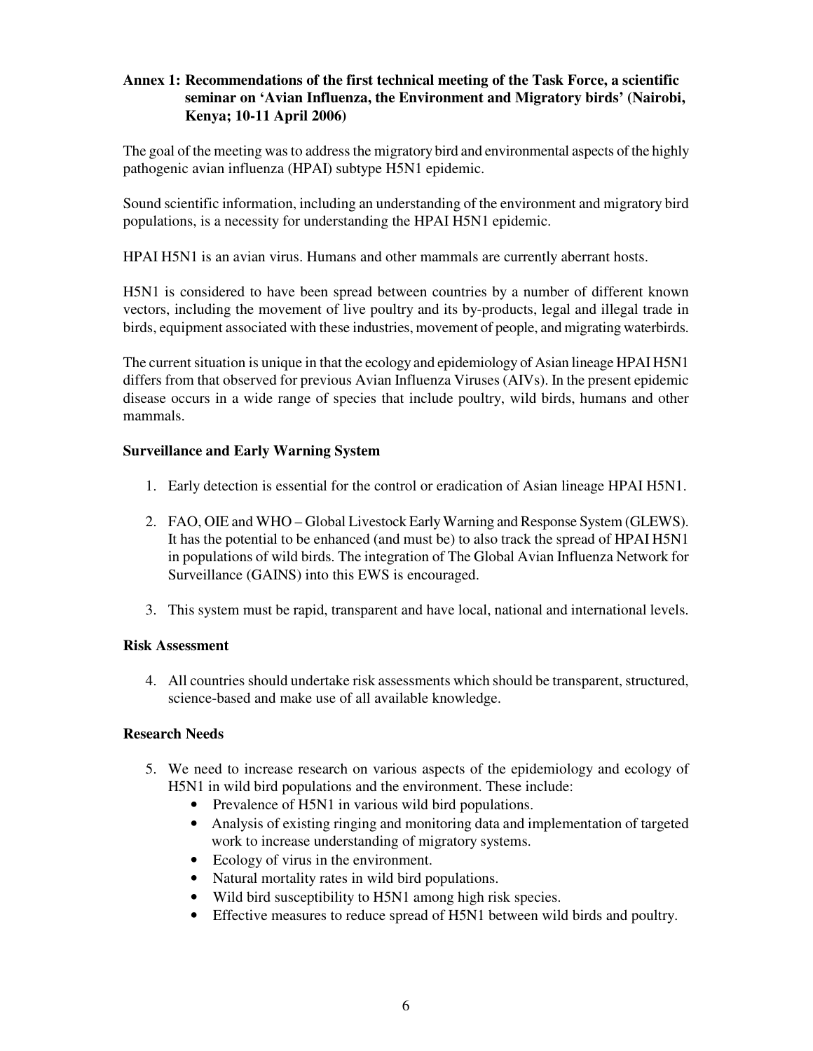## Annex 1: Recommendations of the first technical meeting of the Task Force, a scientific seminar on 'Avian Influenza, the Environment and Migratory birds' (Nairobi, Kenya; 10-11 April 2006)

The goal of the meeting was to address the migratory bird and environmental aspects of the highly pathogenic avian influenza (HPAI) subtype H5N1 epidemic.

Sound scientific information, including an understanding of the environment and migratory bird populations, is a necessity for understanding the HPAI H5N1 epidemic.

HPAI H5N1 is an avian virus. Humans and other mammals are currently aberrant hosts.

H5N1 is considered to have been spread between countries by a number of different known vectors, including the movement of live poultry and its by-products, legal and illegal trade in birds, equipment associated with these industries, movement of people, and migrating waterbirds.

The current situation is unique in that the ecology and epidemiology of Asian lineage HPAI H5N1 differs from that observed for previous Avian Influenza Viruses (AIVs). In the present epidemic disease occurs in a wide range of species that include poultry, wild birds, humans and other mammals.

### Surveillance and Early Warning System

1. Early detection is essential for the control or eradication of Asian lineage HPAI H5N1.

2. FAO, OIE and WHO – Global Livestock Early Warning and Response System (GLEWS). It has the potential to be enhanced (and must be) to also track the spread of HPAI H5N1 in populations of wild birds. The integration of The Global Avian Influenza Network for Surveillance (GAINS) into this EWS is encouraged.

3. This system must be rapid, transparent and have local, national and international levels.

### Risk Assessment

4. All countries should undertake risk assessments which should be transparent, structured, science-based and make use of all available knowledge.

### Research Needs

5. We need to increase research on various aspects of the epidemiology and ecology of H5N1 in wild bird populations and the environment. These include:
   - Prevalence of H5N1 in various wild bird populations.
   - Analysis of existing ringing and monitoring data and implementation of targeted work to increase understanding of migratory systems.
   - Ecology of virus in the environment.
   - Natural mortality rates in wild bird populations.
   - Wild bird susceptibility to H5N1 among high risk species.
   - Effective measures to reduce spread of H5N1 between wild birds and poultry.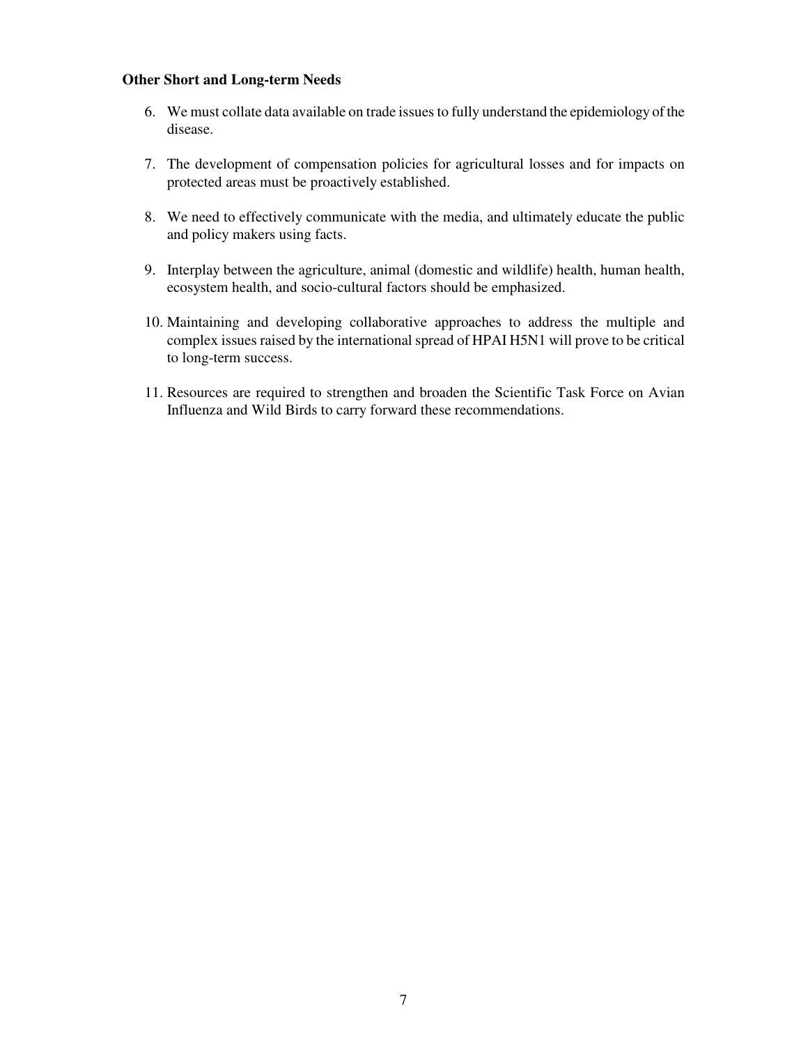**Other Short and Long-term Needs**

6. We must collate data available on trade issues to fully understand the epidemiology of the disease.

7. The development of compensation policies for agricultural losses and for impacts on protected areas must be proactively established.

8. We need to effectively communicate with the media, and ultimately educate the public and policy makers using facts.

9. Interplay between the agriculture, animal (domestic and wildlife) health, human health, ecosystem health, and socio-cultural factors should be emphasized.

10. Maintaining and developing collaborative approaches to address the multiple and complex issues raised by the international spread of HPAI H5N1 will prove to be critical to long-term success.

11. Resources are required to strengthen and broaden the Scientific Task Force on Avian Influenza and Wild Birds to carry forward these recommendations.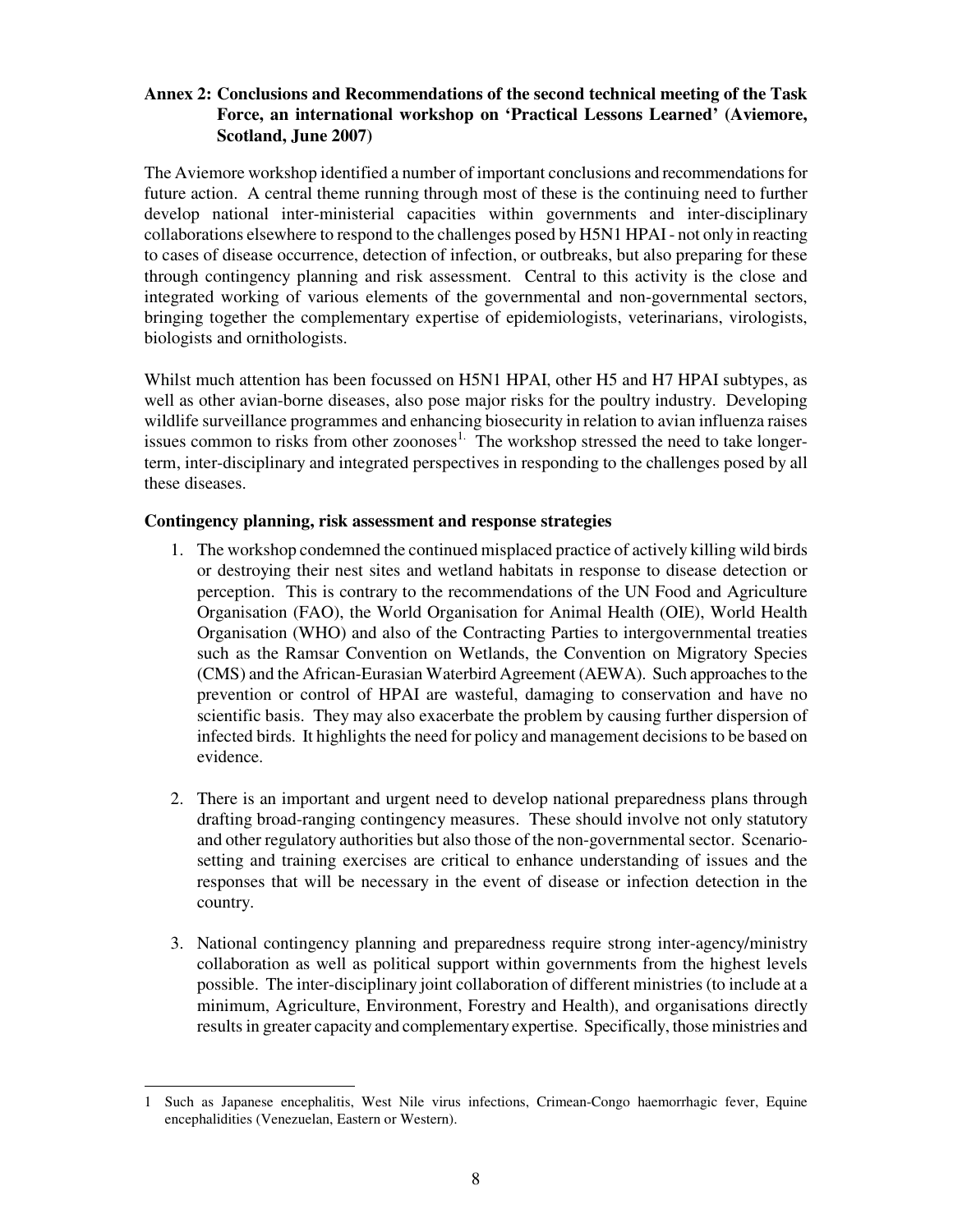**Annex 2: Conclusions and Recommendations of the second technical meeting of the Task Force, an international workshop on 'Practical Lessons Learned' (Aviemore, Scotland, June 2007)**

The Aviemore workshop identified a number of important conclusions and recommendations for future action. A central theme running through most of these is the continuing need to further develop national inter-ministerial capacities within governments and inter-disciplinary collaborations elsewhere to respond to the challenges posed by H5N1 HPAI - not only in reacting to cases of disease occurrence, detection of infection, or outbreaks, but also preparing for these through contingency planning and risk assessment. Central to this activity is the close and integrated working of various elements of the governmental and non-governmental sectors, bringing together the complementary expertise of epidemiologists, veterinarians, virologists, biologists and ornithologists.

Whilst much attention has been focussed on H5N1 HPAI, other H5 and H7 HPAI subtypes, as well as other avian-borne diseases, also pose major risks for the poultry industry. Developing wildlife surveillance programmes and enhancing biosecurity in relation to avian influenza raises issues common to risks from other zoonoses[1]. The workshop stressed the need to take longer-term, inter-disciplinary and integrated perspectives in responding to the challenges posed by all these diseases.

**Contingency planning, risk assessment and response strategies**

1. The workshop condemned the continued misplaced practice of actively killing wild birds or destroying their nest sites and wetland habitats in response to disease detection or perception. This is contrary to the recommendations of the UN Food and Agriculture Organisation (FAO), the World Organisation for Animal Health (OIE), World Health Organisation (WHO) and also of the Contracting Parties to intergovernmental treaties such as the Ramsar Convention on Wetlands, the Convention on Migratory Species (CMS) and the African-Eurasian Waterbird Agreement (AEWA). Such approaches to the prevention or control of HPAI are wasteful, damaging to conservation and have no scientific basis. They may also exacerbate the problem by causing further dispersion of infected birds. It highlights the need for policy and management decisions to be based on evidence.

2. There is an important and urgent need to develop national preparedness plans through drafting broad-ranging contingency measures. These should involve not only statutory and other regulatory authorities but also those of the non-governmental sector. Scenario-setting and training exercises are critical to enhance understanding of issues and the responses that will be necessary in the event of disease or infection detection in the country.

3. National contingency planning and preparedness require strong inter-agency/ministry collaboration as well as political support within governments from the highest levels possible. The inter-disciplinary joint collaboration of different ministries (to include at a minimum, Agriculture, Environment, Forestry and Health), and organisations directly results in greater capacity and complementary expertise. Specifically, those ministries and

---

[1] Such as Japanese encephalitis, West Nile virus infections, Crimean-Congo haemorrhagic fever, Equine encephalidities (Venezuelan, Eastern or Western).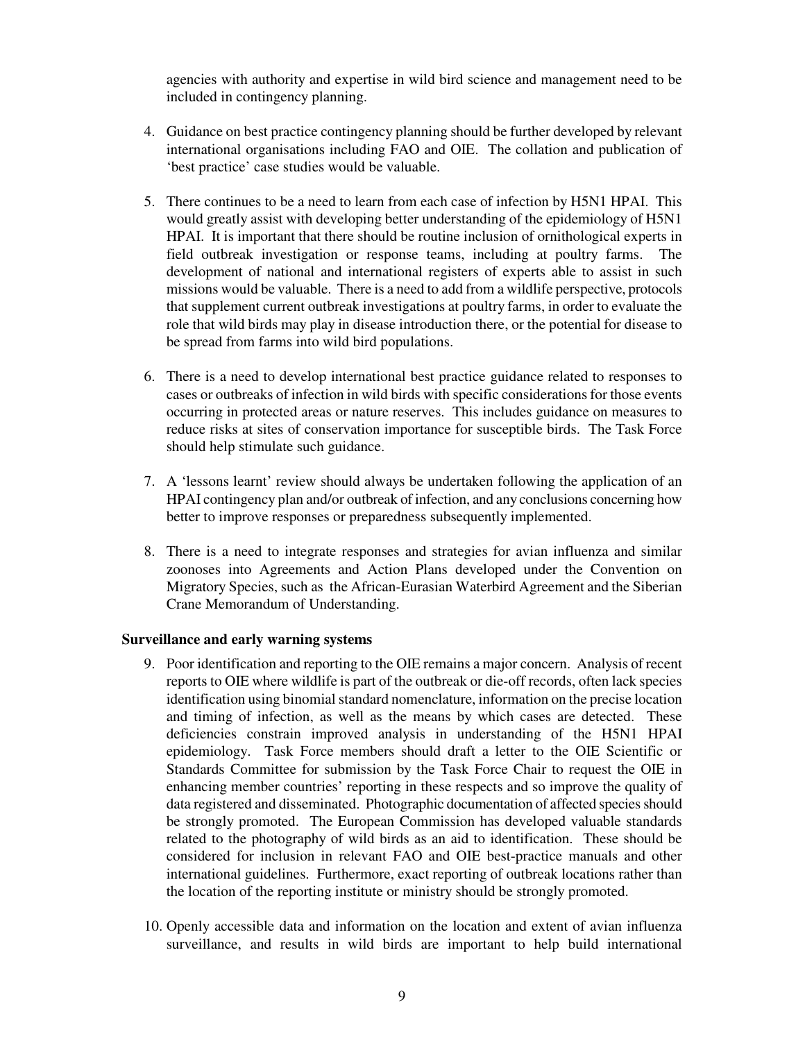agencies with authority and expertise in wild bird science and management need to be included in contingency planning.

4. Guidance on best practice contingency planning should be further developed by relevant international organisations including FAO and OIE. The collation and publication of 'best practice' case studies would be valuable.

5. There continues to be a need to learn from each case of infection by H5N1 HPAI. This would greatly assist with developing better understanding of the epidemiology of H5N1 HPAI. It is important that there should be routine inclusion of ornithological experts in field outbreak investigation or response teams, including at poultry farms. The development of national and international registers of experts able to assist in such missions would be valuable. There is a need to add from a wildlife perspective, protocols that supplement current outbreak investigations at poultry farms, in order to evaluate the role that wild birds may play in disease introduction there, or the potential for disease to be spread from farms into wild bird populations.

6. There is a need to develop international best practice guidance related to responses to cases or outbreaks of infection in wild birds with specific considerations for those events occurring in protected areas or nature reserves. This includes guidance on measures to reduce risks at sites of conservation importance for susceptible birds. The Task Force should help stimulate such guidance.

7. A 'lessons learnt' review should always be undertaken following the application of an HPAI contingency plan and/or outbreak of infection, and any conclusions concerning how better to improve responses or preparedness subsequently implemented.

8. There is a need to integrate responses and strategies for avian influenza and similar zoonoses into Agreements and Action Plans developed under the Convention on Migratory Species, such as the African-Eurasian Waterbird Agreement and the Siberian Crane Memorandum of Understanding.

**Surveillance and early warning systems**

9. Poor identification and reporting to the OIE remains a major concern. Analysis of recent reports to OIE where wildlife is part of the outbreak or die-off records, often lack species identification using binomial standard nomenclature, information on the precise location and timing of infection, as well as the means by which cases are detected. These deficiencies constrain improved analysis in understanding of the H5N1 HPAI epidemiology. Task Force members should draft a letter to the OIE Scientific or Standards Committee for submission by the Task Force Chair to request the OIE in enhancing member countries' reporting in these respects and so improve the quality of data registered and disseminated. Photographic documentation of affected species should be strongly promoted. The European Commission has developed valuable standards related to the photography of wild birds as an aid to identification. These should be considered for inclusion in relevant FAO and OIE best-practice manuals and other international guidelines. Furthermore, exact reporting of outbreak locations rather than the location of the reporting institute or ministry should be strongly promoted.

10. Openly accessible data and information on the location and extent of avian influenza surveillance, and results in wild birds are important to help build international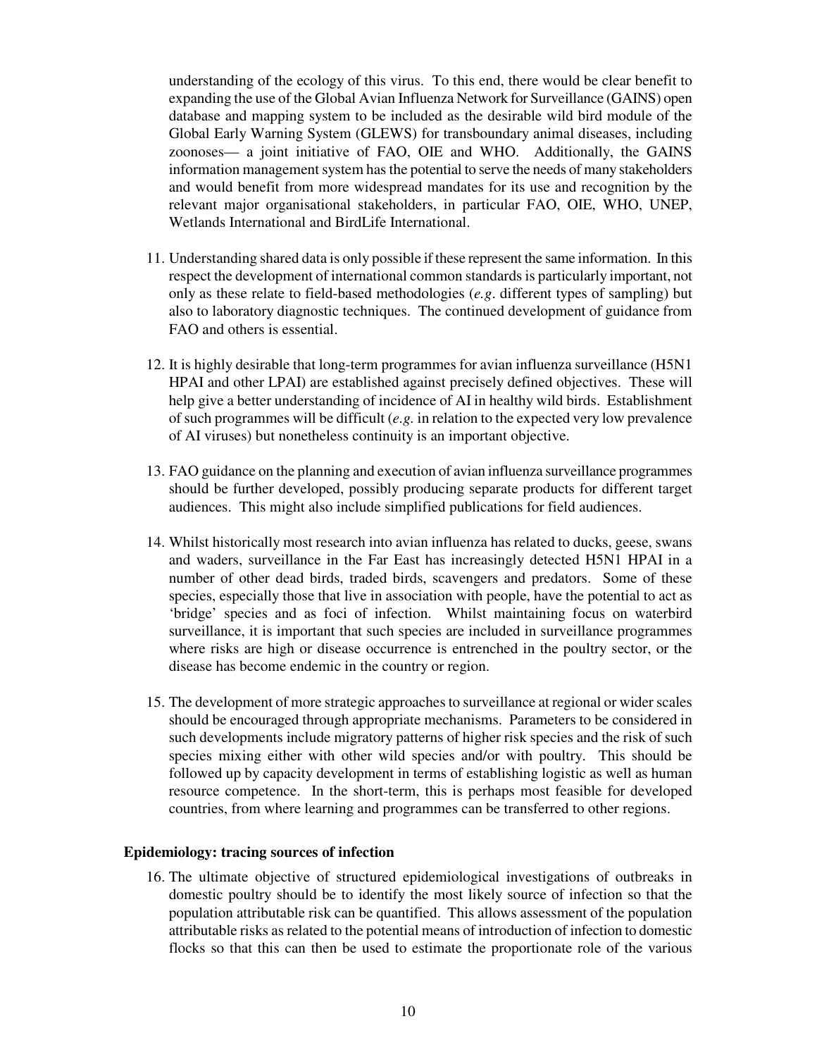understanding of the ecology of this virus. To this end, there would be clear benefit to expanding the use of the Global Avian Influenza Network for Surveillance (GAINS) open database and mapping system to be included as the desirable wild bird module of the Global Early Warning System (GLEWS) for transboundary animal diseases, including zoonoses— a joint initiative of FAO, OIE and WHO. Additionally, the GAINS information management system has the potential to serve the needs of many stakeholders and would benefit from more widespread mandates for its use and recognition by the relevant major organisational stakeholders, in particular FAO, OIE, WHO, UNEP, Wetlands International and BirdLife International.

11. Understanding shared data is only possible if these represent the same information. In this respect the development of international common standards is particularly important, not only as these relate to field-based methodologies (*e.g*. different types of sampling) but also to laboratory diagnostic techniques. The continued development of guidance from FAO and others is essential.

12. It is highly desirable that long-term programmes for avian influenza surveillance (H5N1 HPAI and other LPAI) are established against precisely defined objectives. These will help give a better understanding of incidence of AI in healthy wild birds. Establishment of such programmes will be difficult (*e.g.* in relation to the expected very low prevalence of AI viruses) but nonetheless continuity is an important objective.

13. FAO guidance on the planning and execution of avian influenza surveillance programmes should be further developed, possibly producing separate products for different target audiences. This might also include simplified publications for field audiences.

14. Whilst historically most research into avian influenza has related to ducks, geese, swans and waders, surveillance in the Far East has increasingly detected H5N1 HPAI in a number of other dead birds, traded birds, scavengers and predators. Some of these species, especially those that live in association with people, have the potential to act as 'bridge' species and as foci of infection. Whilst maintaining focus on waterbird surveillance, it is important that such species are included in surveillance programmes where risks are high or disease occurrence is entrenched in the poultry sector, or the disease has become endemic in the country or region.

15. The development of more strategic approaches to surveillance at regional or wider scales should be encouraged through appropriate mechanisms. Parameters to be considered in such developments include migratory patterns of higher risk species and the risk of such species mixing either with other wild species and/or with poultry. This should be followed up by capacity development in terms of establishing logistic as well as human resource competence. In the short-term, this is perhaps most feasible for developed countries, from where learning and programmes can be transferred to other regions.

**Epidemiology: tracing sources of infection**

16. The ultimate objective of structured epidemiological investigations of outbreaks in domestic poultry should be to identify the most likely source of infection so that the population attributable risk can be quantified. This allows assessment of the population attributable risks as related to the potential means of introduction of infection to domestic flocks so that this can then be used to estimate the proportionate role of the various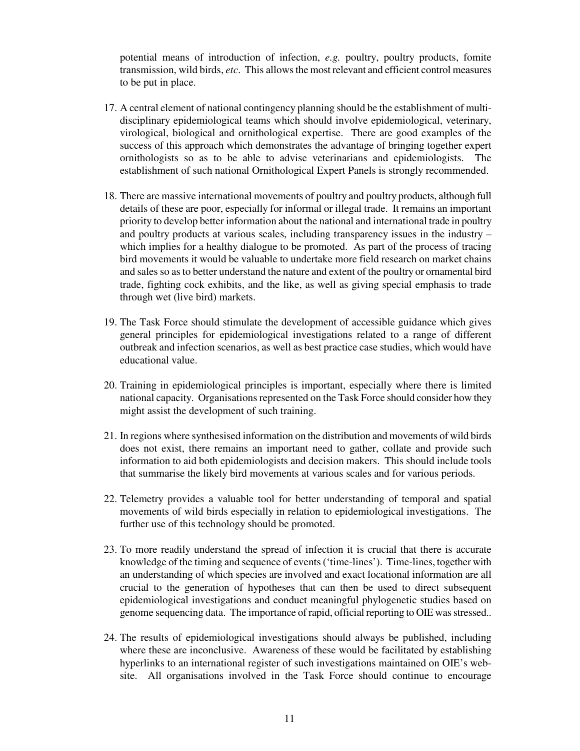potential means of introduction of infection, *e.g.* poultry, poultry products, fomite transmission, wild birds, *etc*. This allows the most relevant and efficient control measures to be put in place.

17. A central element of national contingency planning should be the establishment of multi-disciplinary epidemiological teams which should involve epidemiological, veterinary, virological, biological and ornithological expertise. There are good examples of the success of this approach which demonstrates the advantage of bringing together expert ornithologists so as to be able to advise veterinarians and epidemiologists. The establishment of such national Ornithological Expert Panels is strongly recommended.

18. There are massive international movements of poultry and poultry products, although full details of these are poor, especially for informal or illegal trade. It remains an important priority to develop better information about the national and international trade in poultry and poultry products at various scales, including transparency issues in the industry – which implies for a healthy dialogue to be promoted. As part of the process of tracing bird movements it would be valuable to undertake more field research on market chains and sales so as to better understand the nature and extent of the poultry or ornamental bird trade, fighting cock exhibits, and the like, as well as giving special emphasis to trade through wet (live bird) markets.

19. The Task Force should stimulate the development of accessible guidance which gives general principles for epidemiological investigations related to a range of different outbreak and infection scenarios, as well as best practice case studies, which would have educational value.

20. Training in epidemiological principles is important, especially where there is limited national capacity. Organisations represented on the Task Force should consider how they might assist the development of such training.

21. In regions where synthesised information on the distribution and movements of wild birds does not exist, there remains an important need to gather, collate and provide such information to aid both epidemiologists and decision makers. This should include tools that summarise the likely bird movements at various scales and for various periods.

22. Telemetry provides a valuable tool for better understanding of temporal and spatial movements of wild birds especially in relation to epidemiological investigations. The further use of this technology should be promoted.

23. To more readily understand the spread of infection it is crucial that there is accurate knowledge of the timing and sequence of events ('time-lines'). Time-lines, together with an understanding of which species are involved and exact locational information are all crucial to the generation of hypotheses that can then be used to direct subsequent epidemiological investigations and conduct meaningful phylogenetic studies based on genome sequencing data. The importance of rapid, official reporting to OIE was stressed..

24. The results of epidemiological investigations should always be published, including where these are inconclusive. Awareness of these would be facilitated by establishing hyperlinks to an international register of such investigations maintained on OIE's web-site. All organisations involved in the Task Force should continue to encourage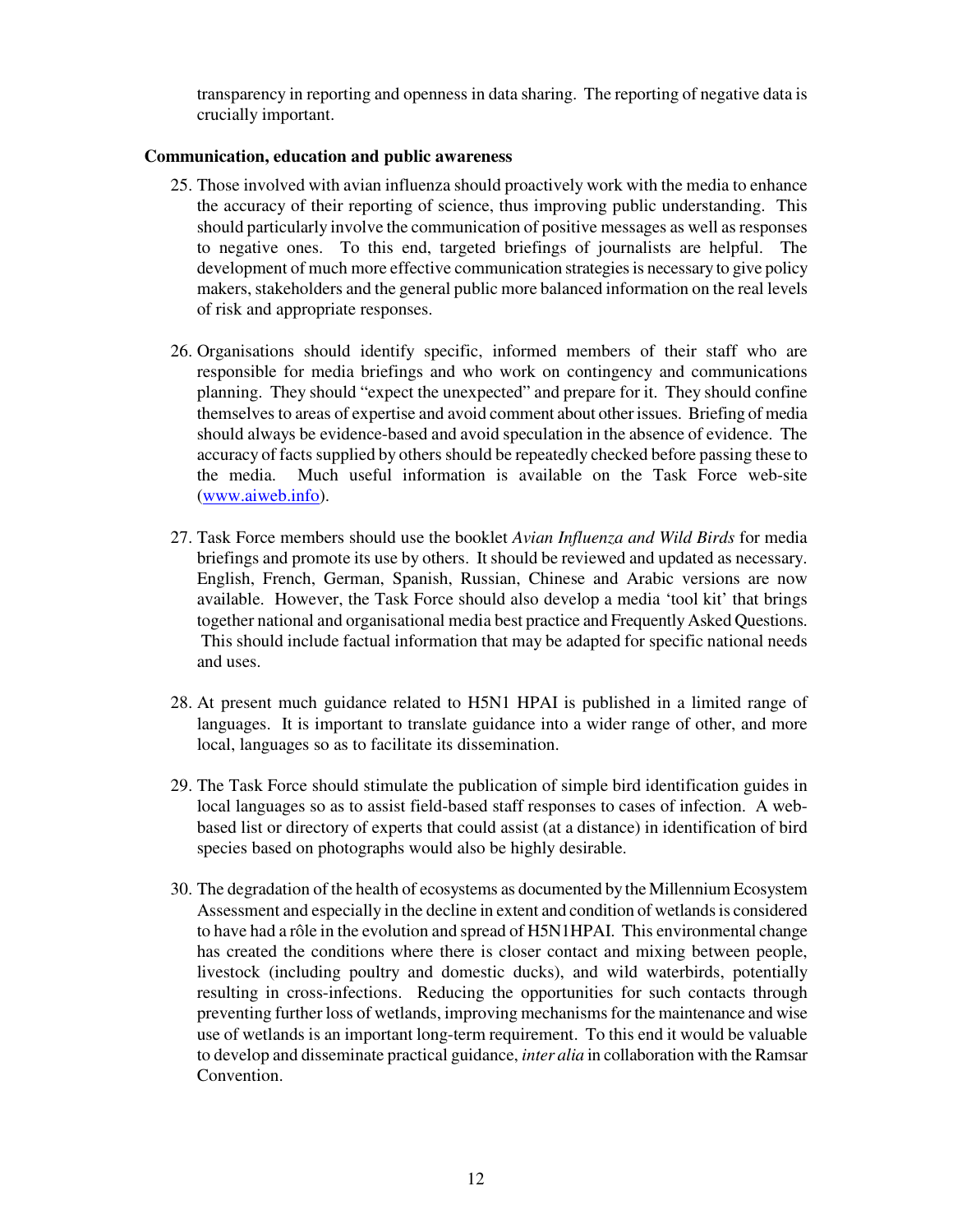transparency in reporting and openness in data sharing. The reporting of negative data is crucially important.

**Communication, education and public awareness**

25. Those involved with avian influenza should proactively work with the media to enhance the accuracy of their reporting of science, thus improving public understanding. This should particularly involve the communication of positive messages as well as responses to negative ones. To this end, targeted briefings of journalists are helpful. The development of much more effective communication strategies is necessary to give policy makers, stakeholders and the general public more balanced information on the real levels of risk and appropriate responses.

26. Organisations should identify specific, informed members of their staff who are responsible for media briefings and who work on contingency and communications planning. They should "expect the unexpected" and prepare for it. They should confine themselves to areas of expertise and avoid comment about other issues. Briefing of media should always be evidence-based and avoid speculation in the absence of evidence. The accuracy of facts supplied by others should be repeatedly checked before passing these to the media. Much useful information is available on the Task Force web-site ([www.aiweb.info](http://www.aiweb.info)).

27. Task Force members should use the booklet *Avian Influenza and Wild Birds* for media briefings and promote its use by others. It should be reviewed and updated as necessary. English, French, German, Spanish, Russian, Chinese and Arabic versions are now available. However, the Task Force should also develop a media 'tool kit' that brings together national and organisational media best practice and Frequently Asked Questions. This should include factual information that may be adapted for specific national needs and uses.

28. At present much guidance related to H5N1 HPAI is published in a limited range of languages. It is important to translate guidance into a wider range of other, and more local, languages so as to facilitate its dissemination.

29. The Task Force should stimulate the publication of simple bird identification guides in local languages so as to assist field-based staff responses to cases of infection. A web-based list or directory of experts that could assist (at a distance) in identification of bird species based on photographs would also be highly desirable.

30. The degradation of the health of ecosystems as documented by the Millennium Ecosystem Assessment and especially in the decline in extent and condition of wetlands is considered to have had a rôle in the evolution and spread of H5N1HPAI. This environmental change has created the conditions where there is closer contact and mixing between people, livestock (including poultry and domestic ducks), and wild waterbirds, potentially resulting in cross-infections. Reducing the opportunities for such contacts through preventing further loss of wetlands, improving mechanisms for the maintenance and wise use of wetlands is an important long-term requirement. To this end it would be valuable to develop and disseminate practical guidance, *inter alia* in collaboration with the Ramsar Convention.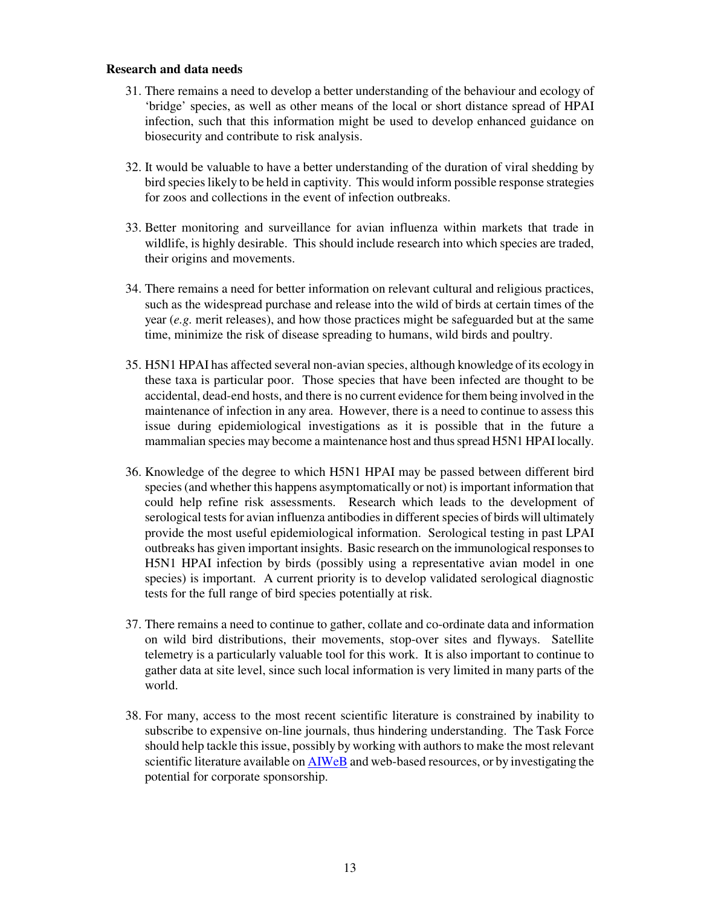**Research and data needs**

31. There remains a need to develop a better understanding of the behaviour and ecology of 'bridge' species, as well as other means of the local or short distance spread of HPAI infection, such that this information might be used to develop enhanced guidance on biosecurity and contribute to risk analysis.

32. It would be valuable to have a better understanding of the duration of viral shedding by bird species likely to be held in captivity. This would inform possible response strategies for zoos and collections in the event of infection outbreaks.

33. Better monitoring and surveillance for avian influenza within markets that trade in wildlife, is highly desirable. This should include research into which species are traded, their origins and movements.

34. There remains a need for better information on relevant cultural and religious practices, such as the widespread purchase and release into the wild of birds at certain times of the year (*e.g.* merit releases), and how those practices might be safeguarded but at the same time, minimize the risk of disease spreading to humans, wild birds and poultry.

35. H5N1 HPAI has affected several non-avian species, although knowledge of its ecology in these taxa is particular poor. Those species that have been infected are thought to be accidental, dead-end hosts, and there is no current evidence for them being involved in the maintenance of infection in any area. However, there is a need to continue to assess this issue during epidemiological investigations as it is possible that in the future a mammalian species may become a maintenance host and thus spread H5N1 HPAI locally.

36. Knowledge of the degree to which H5N1 HPAI may be passed between different bird species (and whether this happens asymptomatically or not) is important information that could help refine risk assessments. Research which leads to the development of serological tests for avian influenza antibodies in different species of birds will ultimately provide the most useful epidemiological information. Serological testing in past LPAI outbreaks has given important insights. Basic research on the immunological responses to H5N1 HPAI infection by birds (possibly using a representative avian model in one species) is important. A current priority is to develop validated serological diagnostic tests for the full range of bird species potentially at risk.

37. There remains a need to continue to gather, collate and co-ordinate data and information on wild bird distributions, their movements, stop-over sites and flyways. Satellite telemetry is a particularly valuable tool for this work. It is also important to continue to gather data at site level, since such local information is very limited in many parts of the world.

38. For many, access to the most recent scientific literature is constrained by inability to subscribe to expensive on-line journals, thus hindering understanding. The Task Force should help tackle this issue, possibly by working with authors to make the most relevant scientific literature available on AIWeB and web-based resources, or by investigating the potential for corporate sponsorship.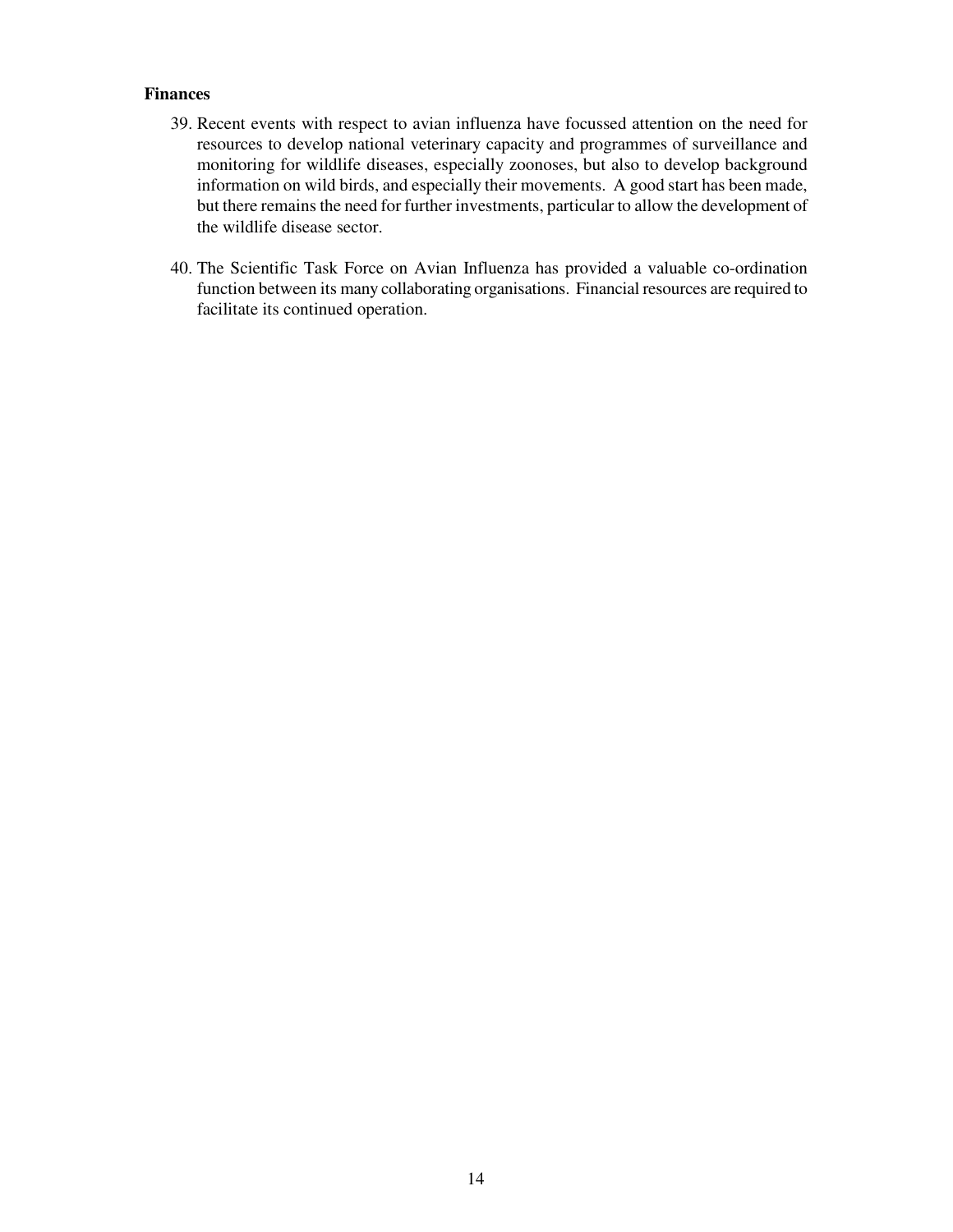**Finances**

39. Recent events with respect to avian influenza have focussed attention on the need for resources to develop national veterinary capacity and programmes of surveillance and monitoring for wildlife diseases, especially zoonoses, but also to develop background information on wild birds, and especially their movements. A good start has been made, but there remains the need for further investments, particular to allow the development of the wildlife disease sector.

40. The Scientific Task Force on Avian Influenza has provided a valuable co-ordination function between its many collaborating organisations. Financial resources are required to facilitate its continued operation.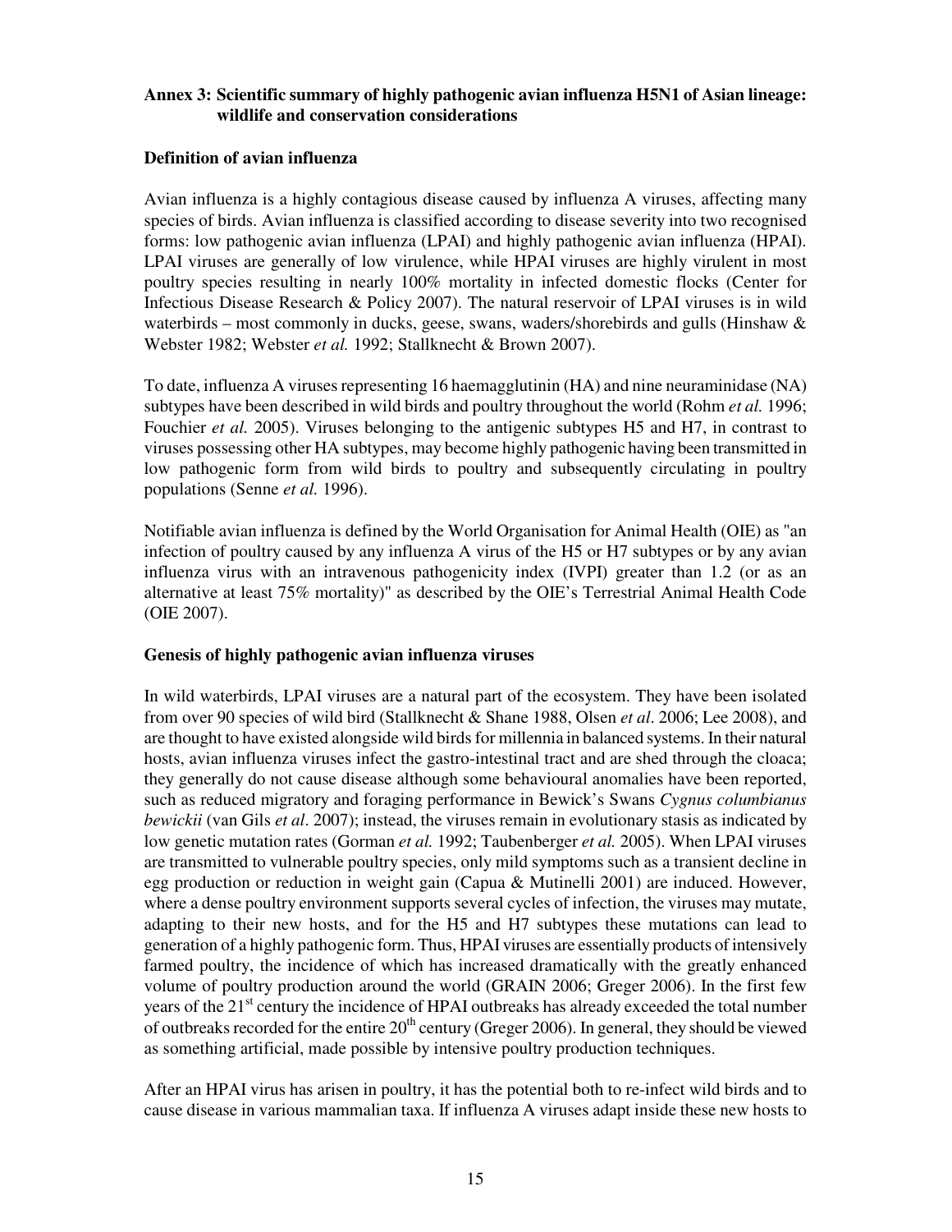## Annex 3: Scientific summary of highly pathogenic avian influenza H5N1 of Asian lineage: wildlife and conservation considerations

### Definition of avian influenza

Avian influenza is a highly contagious disease caused by influenza A viruses, affecting many species of birds. Avian influenza is classified according to disease severity into two recognised forms: low pathogenic avian influenza (LPAI) and highly pathogenic avian influenza (HPAI). LPAI viruses are generally of low virulence, while HPAI viruses are highly virulent in most poultry species resulting in nearly 100% mortality in infected domestic flocks (Center for Infectious Disease Research & Policy 2007). The natural reservoir of LPAI viruses is in wild waterbirds – most commonly in ducks, geese, swans, waders/shorebirds and gulls (Hinshaw & Webster 1982; Webster *et al.* 1992; Stallknecht & Brown 2007).

To date, influenza A viruses representing 16 haemagglutinin (HA) and nine neuraminidase (NA) subtypes have been described in wild birds and poultry throughout the world (Rohm *et al.* 1996; Fouchier *et al.* 2005). Viruses belonging to the antigenic subtypes H5 and H7, in contrast to viruses possessing other HA subtypes, may become highly pathogenic having been transmitted in low pathogenic form from wild birds to poultry and subsequently circulating in poultry populations (Senne *et al.* 1996).

Notifiable avian influenza is defined by the World Organisation for Animal Health (OIE) as "an infection of poultry caused by any influenza A virus of the H5 or H7 subtypes or by any avian influenza virus with an intravenous pathogenicity index (IVPI) greater than 1.2 (or as an alternative at least 75% mortality)" as described by the OIE's Terrestrial Animal Health Code (OIE 2007).

### Genesis of highly pathogenic avian influenza viruses

In wild waterbirds, LPAI viruses are a natural part of the ecosystem. They have been isolated from over 90 species of wild bird (Stallknecht & Shane 1988, Olsen *et al*. 2006; Lee 2008), and are thought to have existed alongside wild birds for millennia in balanced systems. In their natural hosts, avian influenza viruses infect the gastro-intestinal tract and are shed through the cloaca; they generally do not cause disease although some behavioural anomalies have been reported, such as reduced migratory and foraging performance in Bewick's Swans *Cygnus columbianus bewickii* (van Gils *et al*. 2007); instead, the viruses remain in evolutionary stasis as indicated by low genetic mutation rates (Gorman *et al.* 1992; Taubenberger *et al.* 2005). When LPAI viruses are transmitted to vulnerable poultry species, only mild symptoms such as a transient decline in egg production or reduction in weight gain (Capua & Mutinelli 2001) are induced. However, where a dense poultry environment supports several cycles of infection, the viruses may mutate, adapting to their new hosts, and for the H5 and H7 subtypes these mutations can lead to generation of a highly pathogenic form. Thus, HPAI viruses are essentially products of intensively farmed poultry, the incidence of which has increased dramatically with the greatly enhanced volume of poultry production around the world (GRAIN 2006; Greger 2006). In the first few years of the 21st century the incidence of HPAI outbreaks has already exceeded the total number of outbreaks recorded for the entire 20th century (Greger 2006). In general, they should be viewed as something artificial, made possible by intensive poultry production techniques.

After an HPAI virus has arisen in poultry, it has the potential both to re-infect wild birds and to cause disease in various mammalian taxa. If influenza A viruses adapt inside these new hosts to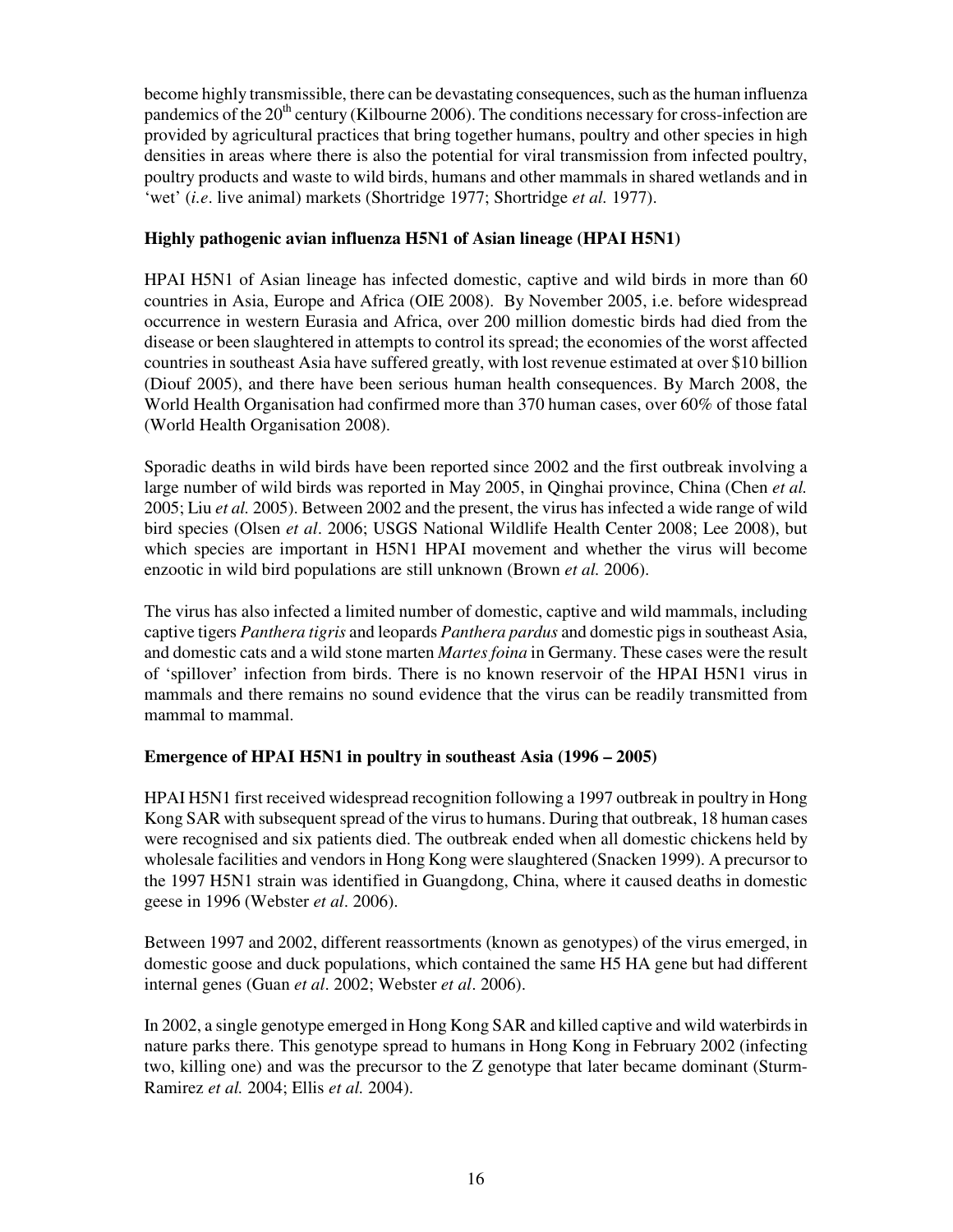become highly transmissible, there can be devastating consequences, such as the human influenza pandemics of the 20th century (Kilbourne 2006). The conditions necessary for cross-infection are provided by agricultural practices that bring together humans, poultry and other species in high densities in areas where there is also the potential for viral transmission from infected poultry, poultry products and waste to wild birds, humans and other mammals in shared wetlands and in 'wet' (*i.e*. live animal) markets (Shortridge 1977; Shortridge *et al.* 1977).

### Highly pathogenic avian influenza H5N1 of Asian lineage (HPAI H5N1)

HPAI H5N1 of Asian lineage has infected domestic, captive and wild birds in more than 60 countries in Asia, Europe and Africa (OIE 2008). By November 2005, i.e. before widespread occurrence in western Eurasia and Africa, over 200 million domestic birds had died from the disease or been slaughtered in attempts to control its spread; the economies of the worst affected countries in southeast Asia have suffered greatly, with lost revenue estimated at over $10 billion (Diouf 2005), and there have been serious human health consequences. By March 2008, the World Health Organisation had confirmed more than 370 human cases, over 60% of those fatal (World Health Organisation 2008).

Sporadic deaths in wild birds have been reported since 2002 and the first outbreak involving a large number of wild birds was reported in May 2005, in Qinghai province, China (Chen *et al.* 2005; Liu *et al.* 2005). Between 2002 and the present, the virus has infected a wide range of wild bird species (Olsen *et al*. 2006; USGS National Wildlife Health Center 2008; Lee 2008), but which species are important in H5N1 HPAI movement and whether the virus will become enzootic in wild bird populations are still unknown (Brown *et al.* 2006).

The virus has also infected a limited number of domestic, captive and wild mammals, including captive tigers *Panthera tigris* and leopards *Panthera pardus* and domestic pigs in southeast Asia, and domestic cats and a wild stone marten *Martes foina* in Germany. These cases were the result of 'spillover' infection from birds. There is no known reservoir of the HPAI H5N1 virus in mammals and there remains no sound evidence that the virus can be readily transmitted from mammal to mammal.

### Emergence of HPAI H5N1 in poultry in southeast Asia (1996 – 2005)

HPAI H5N1 first received widespread recognition following a 1997 outbreak in poultry in Hong Kong SAR with subsequent spread of the virus to humans. During that outbreak, 18 human cases were recognised and six patients died. The outbreak ended when all domestic chickens held by wholesale facilities and vendors in Hong Kong were slaughtered (Snacken 1999). A precursor to the 1997 H5N1 strain was identified in Guangdong, China, where it caused deaths in domestic geese in 1996 (Webster *et al*. 2006).

Between 1997 and 2002, different reassortments (known as genotypes) of the virus emerged, in domestic goose and duck populations, which contained the same H5 HA gene but had different internal genes (Guan *et al*. 2002; Webster *et al*. 2006).

In 2002, a single genotype emerged in Hong Kong SAR and killed captive and wild waterbirds in nature parks there. This genotype spread to humans in Hong Kong in February 2002 (infecting two, killing one) and was the precursor to the Z genotype that later became dominant (Sturm-Ramirez *et al.* 2004; Ellis *et al.* 2004).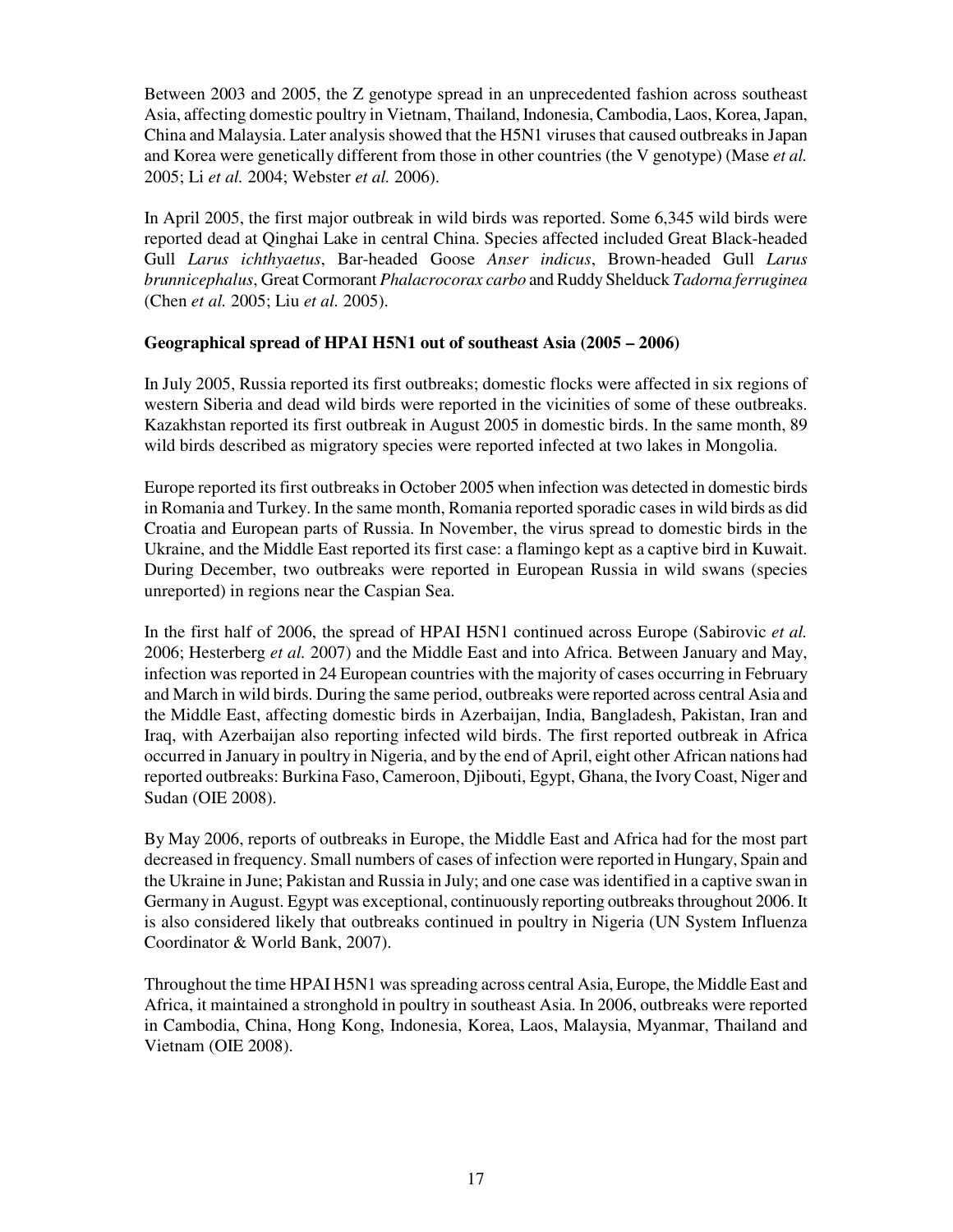Between 2003 and 2005, the Z genotype spread in an unprecedented fashion across southeast Asia, affecting domestic poultry in Vietnam, Thailand, Indonesia, Cambodia, Laos, Korea, Japan, China and Malaysia. Later analysis showed that the H5N1 viruses that caused outbreaks in Japan and Korea were genetically different from those in other countries (the V genotype) (Mase *et al.* 2005; Li *et al.* 2004; Webster *et al.* 2006).

In April 2005, the first major outbreak in wild birds was reported. Some 6,345 wild birds were reported dead at Qinghai Lake in central China. Species affected included Great Black-headed Gull *Larus ichthyaetus*, Bar-headed Goose *Anser indicus*, Brown-headed Gull *Larus brunnicephalus*, Great Cormorant *Phalacrocorax carbo* and Ruddy Shelduck *Tadorna ferruginea* (Chen *et al.* 2005; Liu *et al.* 2005).

**Geographical spread of HPAI H5N1 out of southeast Asia (2005 – 2006)**

In July 2005, Russia reported its first outbreaks; domestic flocks were affected in six regions of western Siberia and dead wild birds were reported in the vicinities of some of these outbreaks. Kazakhstan reported its first outbreak in August 2005 in domestic birds. In the same month, 89 wild birds described as migratory species were reported infected at two lakes in Mongolia.

Europe reported its first outbreaks in October 2005 when infection was detected in domestic birds in Romania and Turkey. In the same month, Romania reported sporadic cases in wild birds as did Croatia and European parts of Russia. In November, the virus spread to domestic birds in the Ukraine, and the Middle East reported its first case: a flamingo kept as a captive bird in Kuwait. During December, two outbreaks were reported in European Russia in wild swans (species unreported) in regions near the Caspian Sea.

In the first half of 2006, the spread of HPAI H5N1 continued across Europe (Sabirovic *et al.* 2006; Hesterberg *et al.* 2007) and the Middle East and into Africa. Between January and May, infection was reported in 24 European countries with the majority of cases occurring in February and March in wild birds. During the same period, outbreaks were reported across central Asia and the Middle East, affecting domestic birds in Azerbaijan, India, Bangladesh, Pakistan, Iran and Iraq, with Azerbaijan also reporting infected wild birds. The first reported outbreak in Africa occurred in January in poultry in Nigeria, and by the end of April, eight other African nations had reported outbreaks: Burkina Faso, Cameroon, Djibouti, Egypt, Ghana, the Ivory Coast, Niger and Sudan (OIE 2008).

By May 2006, reports of outbreaks in Europe, the Middle East and Africa had for the most part decreased in frequency. Small numbers of cases of infection were reported in Hungary, Spain and the Ukraine in June; Pakistan and Russia in July; and one case was identified in a captive swan in Germany in August. Egypt was exceptional, continuously reporting outbreaks throughout 2006. It is also considered likely that outbreaks continued in poultry in Nigeria (UN System Influenza Coordinator & World Bank, 2007).

Throughout the time HPAI H5N1 was spreading across central Asia, Europe, the Middle East and Africa, it maintained a stronghold in poultry in southeast Asia. In 2006, outbreaks were reported in Cambodia, China, Hong Kong, Indonesia, Korea, Laos, Malaysia, Myanmar, Thailand and Vietnam (OIE 2008).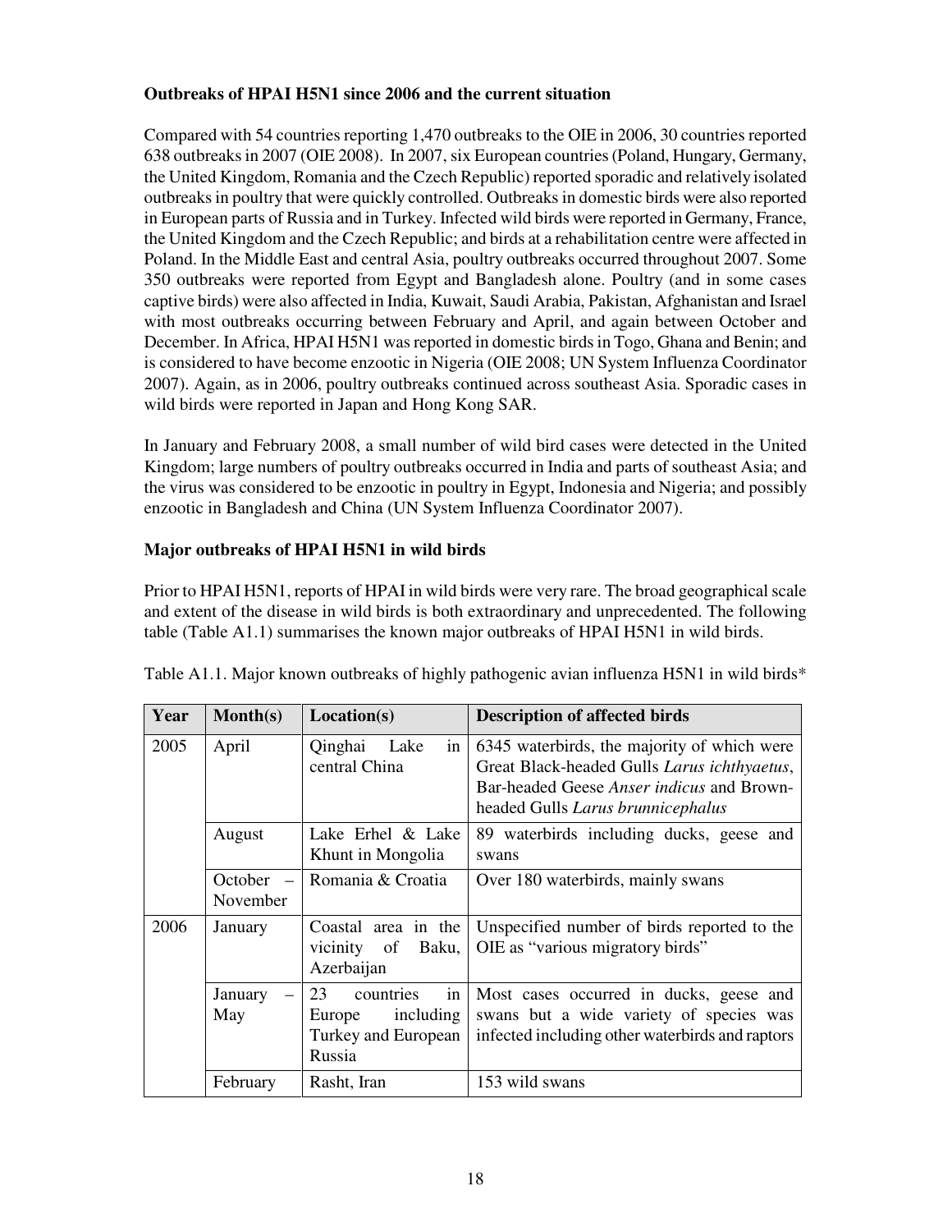**Outbreaks of HPAI H5N1 since 2006 and the current situation**

Compared with 54 countries reporting 1,470 outbreaks to the OIE in 2006, 30 countries reported 638 outbreaks in 2007 (OIE 2008). In 2007, six European countries (Poland, Hungary, Germany, the United Kingdom, Romania and the Czech Republic) reported sporadic and relatively isolated outbreaks in poultry that were quickly controlled. Outbreaks in domestic birds were also reported in European parts of Russia and in Turkey. Infected wild birds were reported in Germany, France, the United Kingdom and the Czech Republic; and birds at a rehabilitation centre were affected in Poland. In the Middle East and central Asia, poultry outbreaks occurred throughout 2007. Some 350 outbreaks were reported from Egypt and Bangladesh alone. Poultry (and in some cases captive birds) were also affected in India, Kuwait, Saudi Arabia, Pakistan, Afghanistan and Israel with most outbreaks occurring between February and April, and again between October and December. In Africa, HPAI H5N1 was reported in domestic birds in Togo, Ghana and Benin; and is considered to have become enzootic in Nigeria (OIE 2008; UN System Influenza Coordinator 2007). Again, as in 2006, poultry outbreaks continued across southeast Asia. Sporadic cases in wild birds were reported in Japan and Hong Kong SAR.

In January and February 2008, a small number of wild bird cases were detected in the United Kingdom; large numbers of poultry outbreaks occurred in India and parts of southeast Asia; and the virus was considered to be enzootic in poultry in Egypt, Indonesia and Nigeria; and possibly enzootic in Bangladesh and China (UN System Influenza Coordinator 2007).

**Major outbreaks of HPAI H5N1 in wild birds**

Prior to HPAI H5N1, reports of HPAI in wild birds were very rare. The broad geographical scale and extent of the disease in wild birds is both extraordinary and unprecedented. The following table (Table A1.1) summarises the known major outbreaks of HPAI H5N1 in wild birds.

Table A1.1. Major known outbreaks of highly pathogenic avian influenza H5N1 in wild birds*

| Year | Month(s) | Location(s) | Description of affected birds |
|---|---|---|---|
| 2005 | April | Qinghai Lake in central China | 6345 waterbirds, the majority of which were Great Black-headed Gulls *Larus ichthyaetus*, Bar-headed Geese *Anser indicus* and Brown-headed Gulls *Larus brunnicephalus* |
| | August | Lake Erhel & Lake Khunt in Mongolia | 89 waterbirds including ducks, geese and swans |
| | October – November | Romania & Croatia | Over 180 waterbirds, mainly swans |
| 2006 | January | Coastal area in the vicinity of Baku, Azerbaijan | Unspecified number of birds reported to the OIE as "various migratory birds" |
| | January – May | 23 countries in Europe including Turkey and European Russia | Most cases occurred in ducks, geese and swans but a wide variety of species was infected including other waterbirds and raptors |
| | February | Rasht, Iran | 153 wild swans |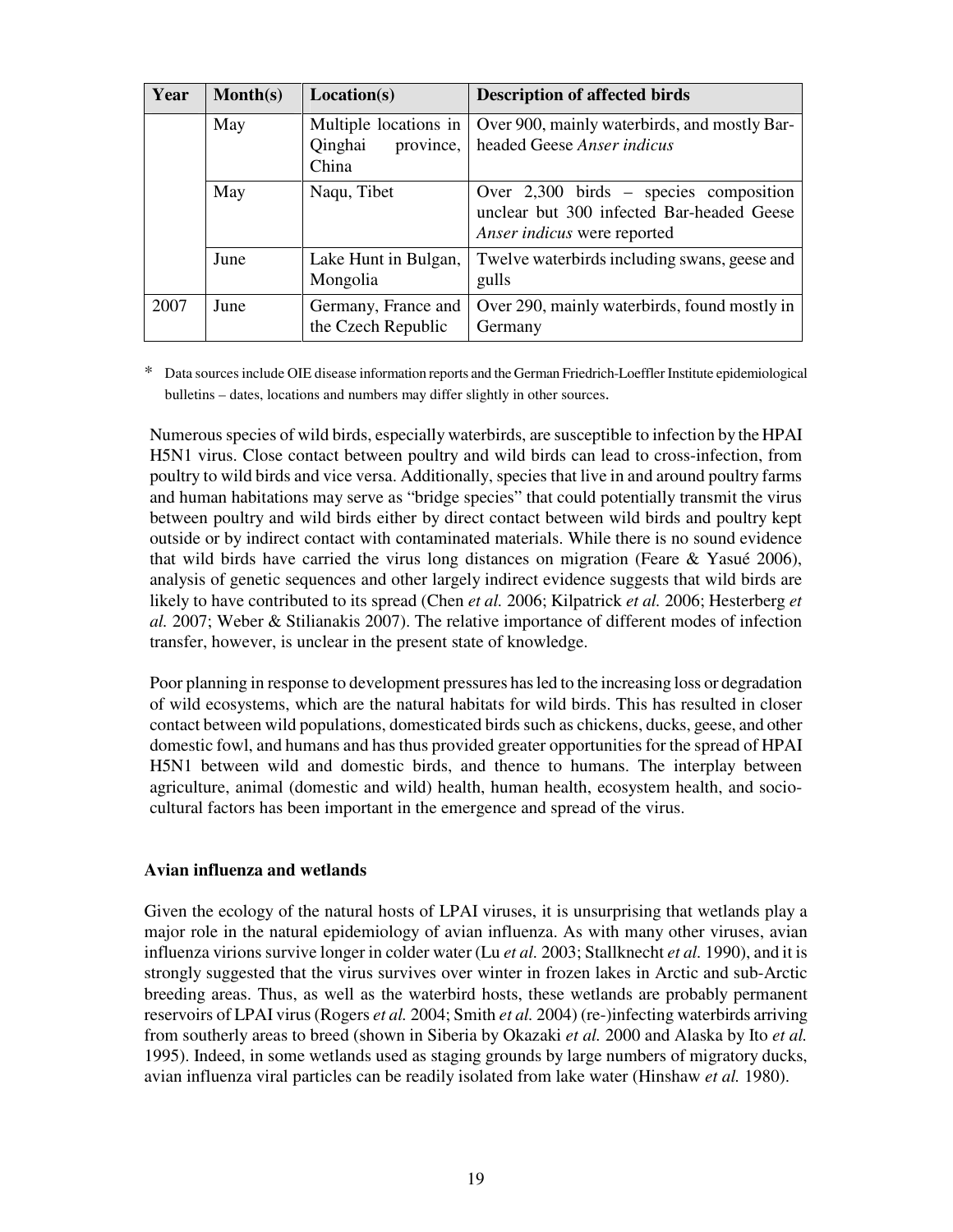| Year | Month(s) | Location(s) | Description of affected birds |
| --- | --- | --- | --- |
| | May | Multiple locations in Qinghai province, China | Over 900, mainly waterbirds, and mostly Bar-headed Geese *Anser indicus* |
| | May | Naqu, Tibet | Over 2,300 birds – species composition unclear but 300 infected Bar-headed Geese *Anser indicus* were reported |
| | June | Lake Hunt in Bulgan, Mongolia | Twelve waterbirds including swans, geese and gulls |
| 2007 | June | Germany, France and the Czech Republic | Over 290, mainly waterbirds, found mostly in Germany |

\* Data sources include OIE disease information reports and the German Friedrich-Loeffler Institute epidemiological bulletins – dates, locations and numbers may differ slightly in other sources.

Numerous species of wild birds, especially waterbirds, are susceptible to infection by the HPAI H5N1 virus. Close contact between poultry and wild birds can lead to cross-infection, from poultry to wild birds and vice versa. Additionally, species that live in and around poultry farms and human habitations may serve as "bridge species" that could potentially transmit the virus between poultry and wild birds either by direct contact between wild birds and poultry kept outside or by indirect contact with contaminated materials. While there is no sound evidence that wild birds have carried the virus long distances on migration (Feare & Yasué 2006), analysis of genetic sequences and other largely indirect evidence suggests that wild birds are likely to have contributed to its spread (Chen *et al.* 2006; Kilpatrick *et al.* 2006; Hesterberg *et al.* 2007; Weber & Stilianakis 2007). The relative importance of different modes of infection transfer, however, is unclear in the present state of knowledge.

Poor planning in response to development pressures has led to the increasing loss or degradation of wild ecosystems, which are the natural habitats for wild birds. This has resulted in closer contact between wild populations, domesticated birds such as chickens, ducks, geese, and other domestic fowl, and humans and has thus provided greater opportunities for the spread of HPAI H5N1 between wild and domestic birds, and thence to humans. The interplay between agriculture, animal (domestic and wild) health, human health, ecosystem health, and socio-cultural factors has been important in the emergence and spread of the virus.

### Avian influenza and wetlands

Given the ecology of the natural hosts of LPAI viruses, it is unsurprising that wetlands play a major role in the natural epidemiology of avian influenza. As with many other viruses, avian influenza virions survive longer in colder water (Lu *et al.* 2003; Stallknecht *et al.* 1990), and it is strongly suggested that the virus survives over winter in frozen lakes in Arctic and sub-Arctic breeding areas. Thus, as well as the waterbird hosts, these wetlands are probably permanent reservoirs of LPAI virus (Rogers *et al.* 2004; Smith *et al.* 2004) (re-)infecting waterbirds arriving from southerly areas to breed (shown in Siberia by Okazaki *et al.* 2000 and Alaska by Ito *et al.* 1995). Indeed, in some wetlands used as staging grounds by large numbers of migratory ducks, avian influenza viral particles can be readily isolated from lake water (Hinshaw *et al.* 1980).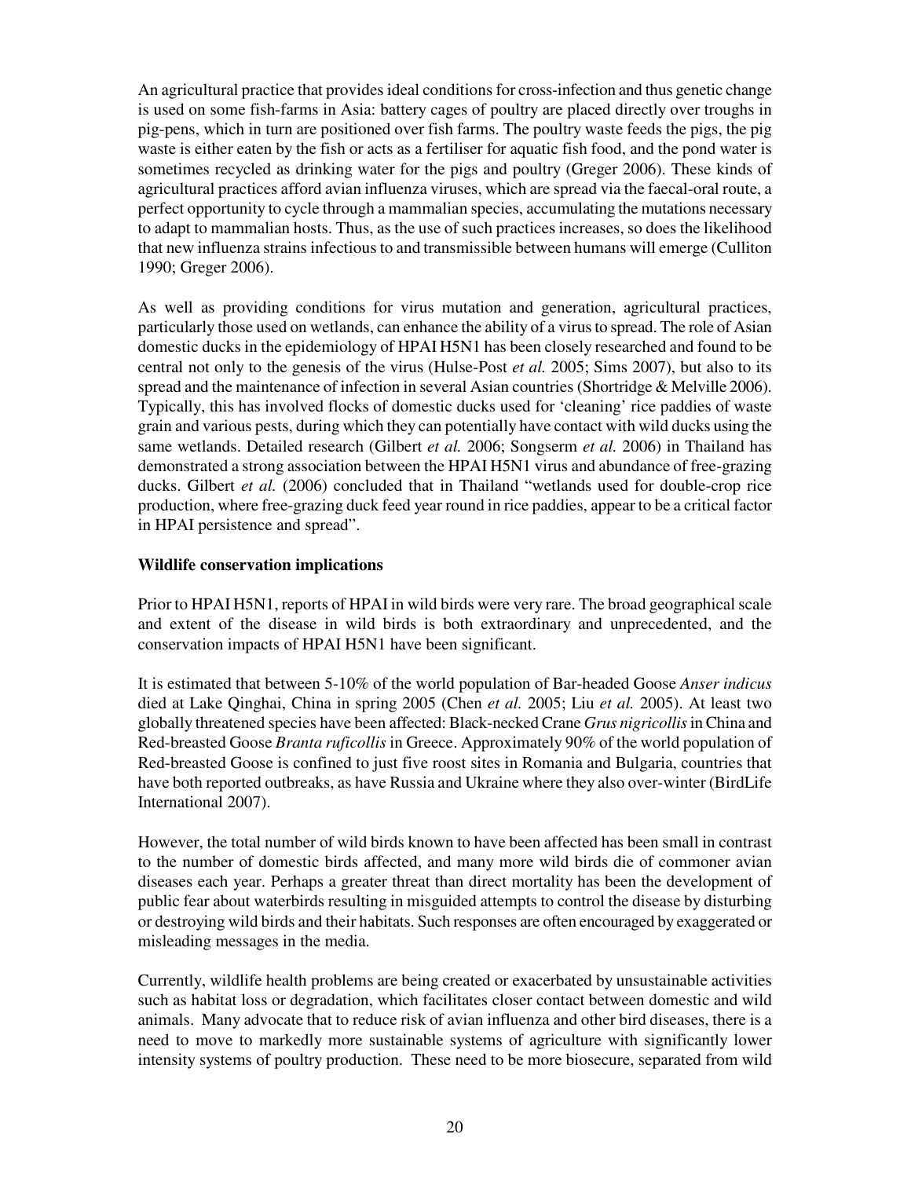An agricultural practice that provides ideal conditions for cross-infection and thus genetic change is used on some fish-farms in Asia: battery cages of poultry are placed directly over troughs in pig-pens, which in turn are positioned over fish farms. The poultry waste feeds the pigs, the pig waste is either eaten by the fish or acts as a fertiliser for aquatic fish food, and the pond water is sometimes recycled as drinking water for the pigs and poultry (Greger 2006). These kinds of agricultural practices afford avian influenza viruses, which are spread via the faecal-oral route, a perfect opportunity to cycle through a mammalian species, accumulating the mutations necessary to adapt to mammalian hosts. Thus, as the use of such practices increases, so does the likelihood that new influenza strains infectious to and transmissible between humans will emerge (Culliton 1990; Greger 2006).

As well as providing conditions for virus mutation and generation, agricultural practices, particularly those used on wetlands, can enhance the ability of a virus to spread. The role of Asian domestic ducks in the epidemiology of HPAI H5N1 has been closely researched and found to be central not only to the genesis of the virus (Hulse-Post *et al.* 2005; Sims 2007), but also to its spread and the maintenance of infection in several Asian countries (Shortridge & Melville 2006). Typically, this has involved flocks of domestic ducks used for 'cleaning' rice paddies of waste grain and various pests, during which they can potentially have contact with wild ducks using the same wetlands. Detailed research (Gilbert *et al.* 2006; Songserm *et al.* 2006) in Thailand has demonstrated a strong association between the HPAI H5N1 virus and abundance of free-grazing ducks. Gilbert *et al.* (2006) concluded that in Thailand "wetlands used for double-crop rice production, where free-grazing duck feed year round in rice paddies, appear to be a critical factor in HPAI persistence and spread".

**Wildlife conservation implications**

Prior to HPAI H5N1, reports of HPAI in wild birds were very rare. The broad geographical scale and extent of the disease in wild birds is both extraordinary and unprecedented, and the conservation impacts of HPAI H5N1 have been significant.

It is estimated that between 5-10% of the world population of Bar-headed Goose *Anser indicus* died at Lake Qinghai, China in spring 2005 (Chen *et al.* 2005; Liu *et al.* 2005). At least two globally threatened species have been affected: Black-necked Crane *Grus nigricollis* in China and Red-breasted Goose *Branta ruficollis* in Greece. Approximately 90% of the world population of Red-breasted Goose is confined to just five roost sites in Romania and Bulgaria, countries that have both reported outbreaks, as have Russia and Ukraine where they also over-winter (BirdLife International 2007).

However, the total number of wild birds known to have been affected has been small in contrast to the number of domestic birds affected, and many more wild birds die of commoner avian diseases each year. Perhaps a greater threat than direct mortality has been the development of public fear about waterbirds resulting in misguided attempts to control the disease by disturbing or destroying wild birds and their habitats. Such responses are often encouraged by exaggerated or misleading messages in the media.

Currently, wildlife health problems are being created or exacerbated by unsustainable activities such as habitat loss or degradation, which facilitates closer contact between domestic and wild animals. Many advocate that to reduce risk of avian influenza and other bird diseases, there is a need to move to markedly more sustainable systems of agriculture with significantly lower intensity systems of poultry production. These need to be more biosecure, separated from wild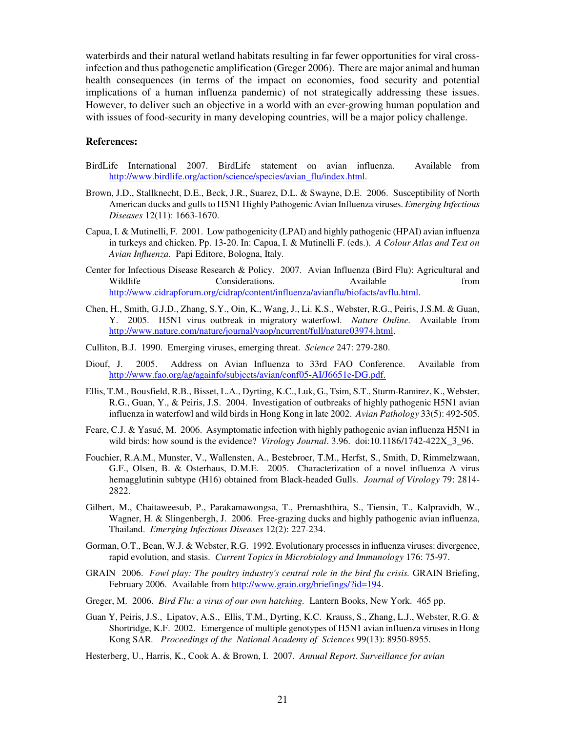waterbirds and their natural wetland habitats resulting in far fewer opportunities for viral cross-infection and thus pathogenetic amplification (Greger 2006). There are major animal and human health consequences (in terms of the impact on economies, food security and potential implications of a human influenza pandemic) of not strategically addressing these issues. However, to deliver such an objective in a world with an ever-growing human population and with issues of food-security in many developing countries, will be a major policy challenge.

**References:**

BirdLife International 2007. BirdLife statement on avian influenza. Available from http://www.birdlife.org/action/science/species/avian_flu/index.html.

Brown, J.D., Stallknecht, D.E., Beck, J.R., Suarez, D.L. & Swayne, D.E. 2006. Susceptibility of North American ducks and gulls to H5N1 Highly Pathogenic Avian Influenza viruses. *Emerging Infectious Diseases* 12(11): 1663-1670.

Capua, I. & Mutinelli, F. 2001. Low pathogenicity (LPAI) and highly pathogenic (HPAI) avian influenza in turkeys and chicken. Pp. 13-20. In: Capua, I. & Mutinelli F. (eds.). *A Colour Atlas and Text on Avian Influenza.* Papi Editore, Bologna, Italy.

Center for Infectious Disease Research & Policy. 2007. Avian Influenza (Bird Flu): Agricultural and Wildlife Considerations. Available from http://www.cidrapforum.org/cidrap/content/influenza/avianflu/biofacts/avflu.html.

Chen, H., Smith, G.J.D., Zhang, S.Y., Oin, K., Wang, J., Li. K.S., Webster, R.G., Peiris, J.S.M. & Guan, Y. 2005. H5N1 virus outbreak in migratory waterfowl. *Nature Online.* Available from http://www.nature.com/nature/journal/vaop/ncurrent/full/nature03974.html.

Culliton, B.J. 1990. Emerging viruses, emerging threat. *Science* 247: 279-280.

Diouf, J. 2005. Address on Avian Influenza to 33rd FAO Conference. Available from http://www.fao.org/ag/againfo/subjects/avian/conf05-AI/J6651e-DG.pdf.

Ellis, T.M., Bousfield, R.B., Bisset, L.A., Dyrting, K.C., Luk, G., Tsim, S.T., Sturm-Ramirez, K., Webster, R.G., Guan, Y., & Peiris, J.S. 2004. Investigation of outbreaks of highly pathogenic H5N1 avian influenza in waterfowl and wild birds in Hong Kong in late 2002. *Avian Pathology* 33(5): 492-505.

Feare, C.J. & Yasué, M. 2006. Asymptomatic infection with highly pathogenic avian influenza H5N1 in wild birds: how sound is the evidence? *Virology Journal*. 3.96. doi:10.1186/1742-422X_3_96.

Fouchier, R.A.M., Munster, V., Wallensten, A., Bestebroer, T.M., Herfst, S., Smith, D, Rimmelzwaan, G.F., Olsen, B. & Osterhaus, D.M.E. 2005. Characterization of a novel influenza A virus hemagglutinin subtype (H16) obtained from Black-headed Gulls. *Journal of Virology* 79: 2814-2822.

Gilbert, M., Chaitaweesub, P., Parakamawongsa, T., Premashthira, S., Tiensin, T., Kalpravidh, W., Wagner, H. & Slingenbergh, J. 2006. Free-grazing ducks and highly pathogenic avian influenza, Thailand. *Emerging Infectious Diseases* 12(2): 227-234.

Gorman, O.T., Bean, W.J. & Webster, R.G. 1992. Evolutionary processes in influenza viruses: divergence, rapid evolution, and stasis. *Current Topics in Microbiology and Immunology* 176: 75-97.

GRAIN 2006. *Fowl play: The poultry industry's central role in the bird flu crisis.* GRAIN Briefing, February 2006. Available from http://www.grain.org/briefings/?id=194.

Greger, M. 2006. *Bird Flu: a virus of our own hatching.* Lantern Books, New York. 465 pp.

Guan Y, Peiris, J.S., Lipatov, A.S., Ellis, T.M., Dyrting, K.C. Krauss, S., Zhang, L.J., Webster, R.G. & Shortridge, K.F. 2002. Emergence of multiple genotypes of H5N1 avian influenza viruses in Hong Kong SAR. *Proceedings of the National Academy of Sciences* 99(13): 8950-8955.

Hesterberg, U., Harris, K., Cook A. & Brown, I. 2007. *Annual Report. Surveillance for avian*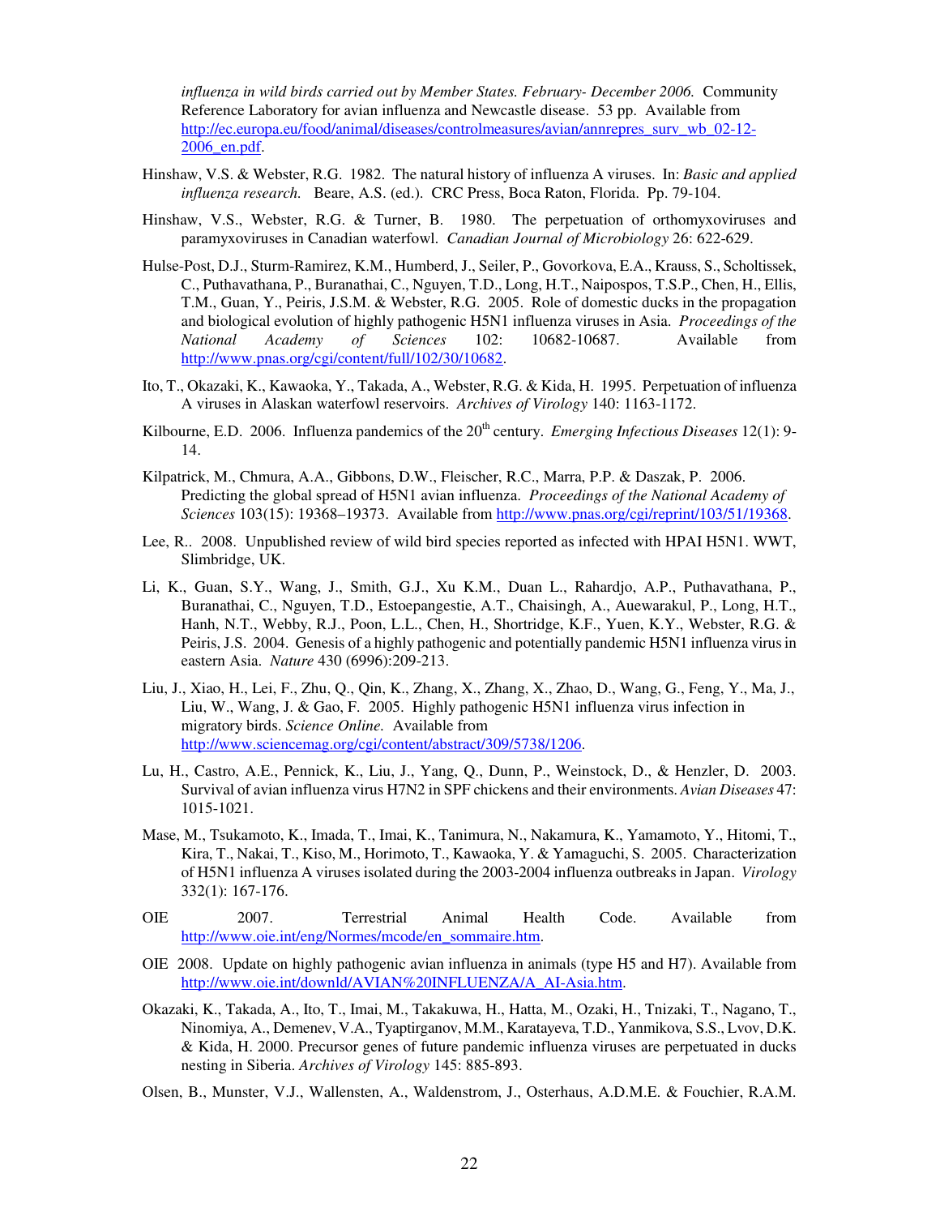*influenza in wild birds carried out by Member States. February- December 2006.* Community Reference Laboratory for avian influenza and Newcastle disease. 53 pp. Available from http://ec.europa.eu/food/animal/diseases/controlmeasures/avian/annrepres_surv_wb_02-12-2006_en.pdf.

Hinshaw, V.S. & Webster, R.G. 1982. The natural history of influenza A viruses. In: *Basic and applied influenza research.* Beare, A.S. (ed.). CRC Press, Boca Raton, Florida. Pp. 79-104.

Hinshaw, V.S., Webster, R.G. & Turner, B. 1980. The perpetuation of orthomyxoviruses and paramyxoviruses in Canadian waterfowl. *Canadian Journal of Microbiology* 26: 622-629.

Hulse-Post, D.J., Sturm-Ramirez, K.M., Humberd, J., Seiler, P., Govorkova, E.A., Krauss, S., Scholtissek, C., Puthavathana, P., Buranathai, C., Nguyen, T.D., Long, H.T., Naipospos, T.S.P., Chen, H., Ellis, T.M., Guan, Y., Peiris, J.S.M. & Webster, R.G. 2005. Role of domestic ducks in the propagation and biological evolution of highly pathogenic H5N1 influenza viruses in Asia. *Proceedings of the National Academy of Sciences* 102: 10682-10687. Available from http://www.pnas.org/cgi/content/full/102/30/10682.

Ito, T., Okazaki, K., Kawaoka, Y., Takada, A., Webster, R.G. & Kida, H. 1995. Perpetuation of influenza A viruses in Alaskan waterfowl reservoirs. *Archives of Virology* 140: 1163-1172.

Kilbourne, E.D. 2006. Influenza pandemics of the 20th century. *Emerging Infectious Diseases* 12(1): 9-14.

Kilpatrick, M., Chmura, A.A., Gibbons, D.W., Fleischer, R.C., Marra, P.P. & Daszak, P. 2006. Predicting the global spread of H5N1 avian influenza. *Proceedings of the National Academy of Sciences* 103(15): 19368–19373. Available from http://www.pnas.org/cgi/reprint/103/51/19368.

Lee, R.. 2008. Unpublished review of wild bird species reported as infected with HPAI H5N1. WWT, Slimbridge, UK.

Li, K., Guan, S.Y., Wang, J., Smith, G.J., Xu K.M., Duan L., Rahardjo, A.P., Puthavathana, P., Buranathai, C., Nguyen, T.D., Estoepangestie, A.T., Chaisingh, A., Auewarakul, P., Long, H.T., Hanh, N.T., Webby, R.J., Poon, L.L., Chen, H., Shortridge, K.F., Yuen, K.Y., Webster, R.G. & Peiris, J.S. 2004. Genesis of a highly pathogenic and potentially pandemic H5N1 influenza virus in eastern Asia. *Nature* 430 (6996):209-213.

Liu, J., Xiao, H., Lei, F., Zhu, Q., Qin, K., Zhang, X., Zhang, X., Zhao, D., Wang, G., Feng, Y., Ma, J., Liu, W., Wang, J. & Gao, F. 2005. Highly pathogenic H5N1 influenza virus infection in migratory birds. *Science Online.* Available from http://www.sciencemag.org/cgi/content/abstract/309/5738/1206.

Lu, H., Castro, A.E., Pennick, K., Liu, J., Yang, Q., Dunn, P., Weinstock, D., & Henzler, D. 2003. Survival of avian influenza virus H7N2 in SPF chickens and their environments. *Avian Diseases* 47: 1015-1021.

Mase, M., Tsukamoto, K., Imada, T., Imai, K., Tanimura, N., Nakamura, K., Yamamoto, Y., Hitomi, T., Kira, T., Nakai, T., Kiso, M., Horimoto, T., Kawaoka, Y. & Yamaguchi, S. 2005. Characterization of H5N1 influenza A viruses isolated during the 2003-2004 influenza outbreaks in Japan. *Virology* 332(1): 167-176.

OIE 2007. Terrestrial Animal Health Code. Available from http://www.oie.int/eng/Normes/mcode/en_sommaire.htm.

OIE 2008. Update on highly pathogenic avian influenza in animals (type H5 and H7). Available from http://www.oie.int/downld/AVIAN%20INFLUENZA/A_AI-Asia.htm.

Okazaki, K., Takada, A., Ito, T., Imai, M., Takakuwa, H., Hatta, M., Ozaki, H., Tnizaki, T., Nagano, T., Ninomiya, A., Demenev, V.A., Tyaptirganov, M.M., Karatayeva, T.D., Yanmikova, S.S., Lvov, D.K. & Kida, H. 2000. Precursor genes of future pandemic influenza viruses are perpetuated in ducks nesting in Siberia. *Archives of Virology* 145: 885-893.

Olsen, B., Munster, V.J., Wallensten, A., Waldenstrom, J., Osterhaus, A.D.M.E. & Fouchier, R.A.M.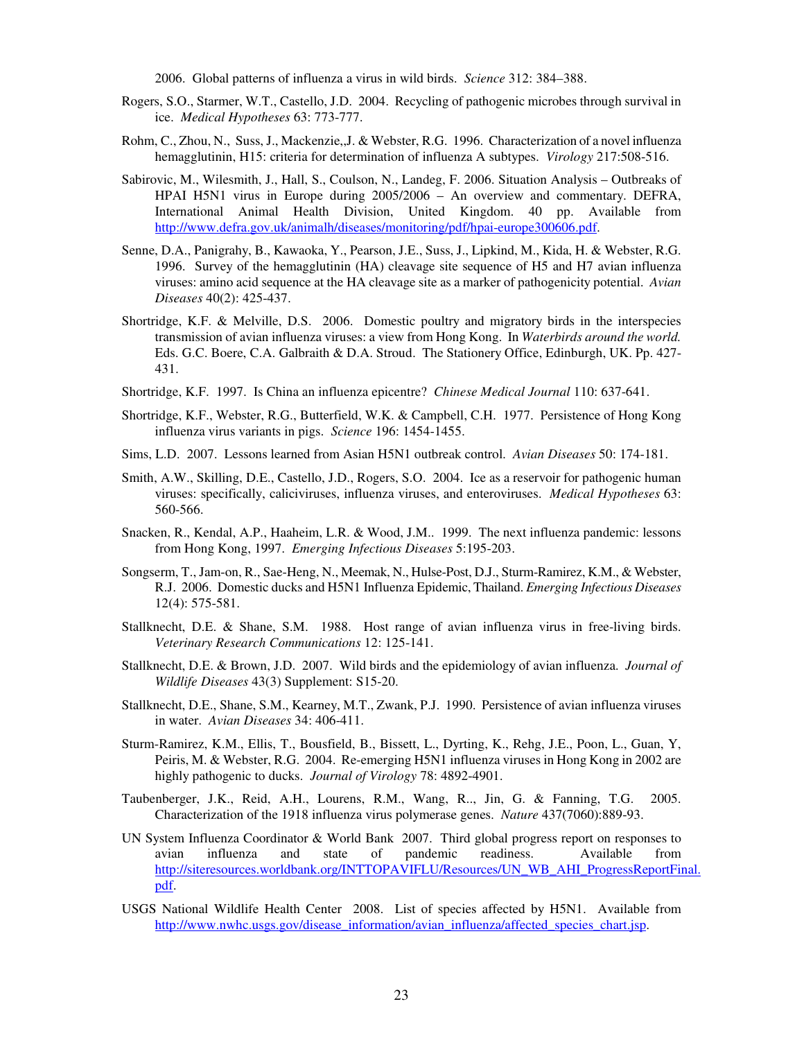2006. Global patterns of influenza a virus in wild birds. *Science* 312: 384–388.

Rogers, S.O., Starmer, W.T., Castello, J.D. 2004. Recycling of pathogenic microbes through survival in ice. *Medical Hypotheses* 63: 773-777.

Rohm, C., Zhou, N., Suss, J., Mackenzie,,J. & Webster, R.G. 1996. Characterization of a novel influenza hemagglutinin, H15: criteria for determination of influenza A subtypes. *Virology* 217:508-516.

Sabirovic, M., Wilesmith, J., Hall, S., Coulson, N., Landeg, F. 2006. Situation Analysis – Outbreaks of HPAI H5N1 virus in Europe during 2005/2006 – An overview and commentary. DEFRA, International Animal Health Division, United Kingdom. 40 pp. Available from http://www.defra.gov.uk/animalh/diseases/monitoring/pdf/hpai-europe300606.pdf.

Senne, D.A., Panigrahy, B., Kawaoka, Y., Pearson, J.E., Suss, J., Lipkind, M., Kida, H. & Webster, R.G. 1996. Survey of the hemagglutinin (HA) cleavage site sequence of H5 and H7 avian influenza viruses: amino acid sequence at the HA cleavage site as a marker of pathogenicity potential. *Avian Diseases* 40(2): 425-437.

Shortridge, K.F. & Melville, D.S. 2006. Domestic poultry and migratory birds in the interspecies transmission of avian influenza viruses: a view from Hong Kong. In *Waterbirds around the world.* Eds. G.C. Boere, C.A. Galbraith & D.A. Stroud. The Stationery Office, Edinburgh, UK. Pp. 427-431.

Shortridge, K.F. 1997. Is China an influenza epicentre? *Chinese Medical Journal* 110: 637-641.

Shortridge, K.F., Webster, R.G., Butterfield, W.K. & Campbell, C.H. 1977. Persistence of Hong Kong influenza virus variants in pigs. *Science* 196: 1454-1455.

Sims, L.D. 2007. Lessons learned from Asian H5N1 outbreak control. *Avian Diseases* 50: 174-181.

Smith, A.W., Skilling, D.E., Castello, J.D., Rogers, S.O. 2004. Ice as a reservoir for pathogenic human viruses: specifically, caliciviruses, influenza viruses, and enteroviruses. *Medical Hypotheses* 63: 560-566.

Snacken, R., Kendal, A.P., Haaheim, L.R. & Wood, J.M.. 1999. The next influenza pandemic: lessons from Hong Kong, 1997. *Emerging Infectious Diseases* 5:195-203.

Songserm, T., Jam-on, R., Sae-Heng, N., Meemak, N., Hulse-Post, D.J., Sturm-Ramirez, K.M., & Webster, R.J. 2006. Domestic ducks and H5N1 Influenza Epidemic, Thailand. *Emerging Infectious Diseases* 12(4): 575-581.

Stallknecht, D.E. & Shane, S.M. 1988. Host range of avian influenza virus in free-living birds. *Veterinary Research Communications* 12: 125-141.

Stallknecht, D.E. & Brown, J.D. 2007. Wild birds and the epidemiology of avian influenza. *Journal of Wildlife Diseases* 43(3) Supplement: S15-20.

Stallknecht, D.E., Shane, S.M., Kearney, M.T., Zwank, P.J. 1990. Persistence of avian influenza viruses in water. *Avian Diseases* 34: 406-411.

Sturm-Ramirez, K.M., Ellis, T., Bousfield, B., Bissett, L., Dyrting, K., Rehg, J.E., Poon, L., Guan, Y, Peiris, M. & Webster, R.G. 2004. Re-emerging H5N1 influenza viruses in Hong Kong in 2002 are highly pathogenic to ducks. *Journal of Virology* 78: 4892-4901.

Taubenberger, J.K., Reid, A.H., Lourens, R.M., Wang, R.., Jin, G. & Fanning, T.G. 2005. Characterization of the 1918 influenza virus polymerase genes. *Nature* 437(7060):889-93.

UN System Influenza Coordinator & World Bank 2007. Third global progress report on responses to avian influenza and state of pandemic readiness. Available from http://siteresources.worldbank.org/INTTOPAVIFLU/Resources/UN_WB_AHI_ProgressReportFinal.pdf.

USGS National Wildlife Health Center 2008. List of species affected by H5N1. Available from http://www.nwhc.usgs.gov/disease_information/avian_influenza/affected_species_chart.jsp.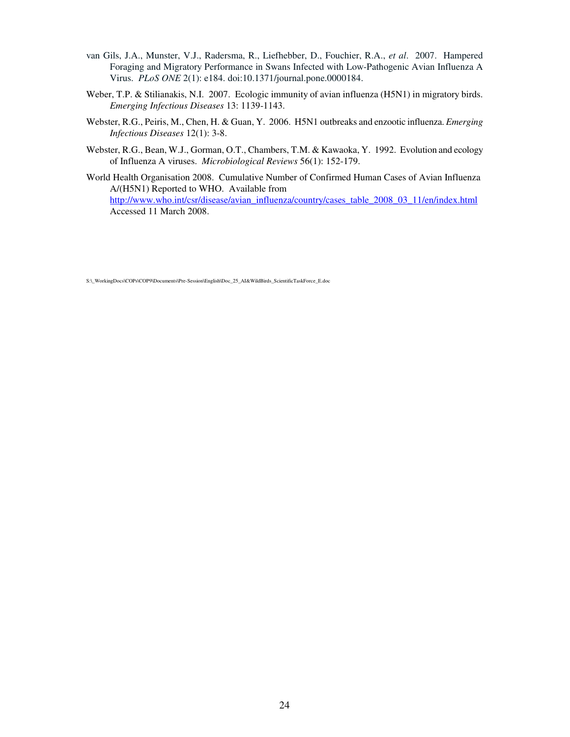van Gils, J.A., Munster, V.J., Radersma, R., Liefhebber, D., Fouchier, R.A., *et al*. 2007. Hampered Foraging and Migratory Performance in Swans Infected with Low-Pathogenic Avian Influenza A Virus. *PLoS ONE* 2(1): e184. doi:10.1371/journal.pone.0000184.

Weber, T.P. & Stilianakis, N.I. 2007. Ecologic immunity of avian influenza (H5N1) in migratory birds. *Emerging Infectious Diseases* 13: 1139-1143.

Webster, R.G., Peiris, M., Chen, H. & Guan, Y. 2006. H5N1 outbreaks and enzootic influenza. *Emerging Infectious Diseases* 12(1): 3-8.

Webster, R.G., Bean, W.J., Gorman, O.T., Chambers, T.M. & Kawaoka, Y. 1992. Evolution and ecology of Influenza A viruses. *Microbiological Reviews* 56(1): 152-179.

World Health Organisation 2008. Cumulative Number of Confirmed Human Cases of Avian Influenza A/(H5N1) Reported to WHO. Available from http://www.who.int/csr/disease/avian_influenza/country/cases_table_2008_03_11/en/index.html Accessed 11 March 2008.

S:\_WorkingDocs\COPs\COP9\Documents\Pre-Session\English\Doc_25_AI&WildBirds_ScientificTaskForce_E.doc